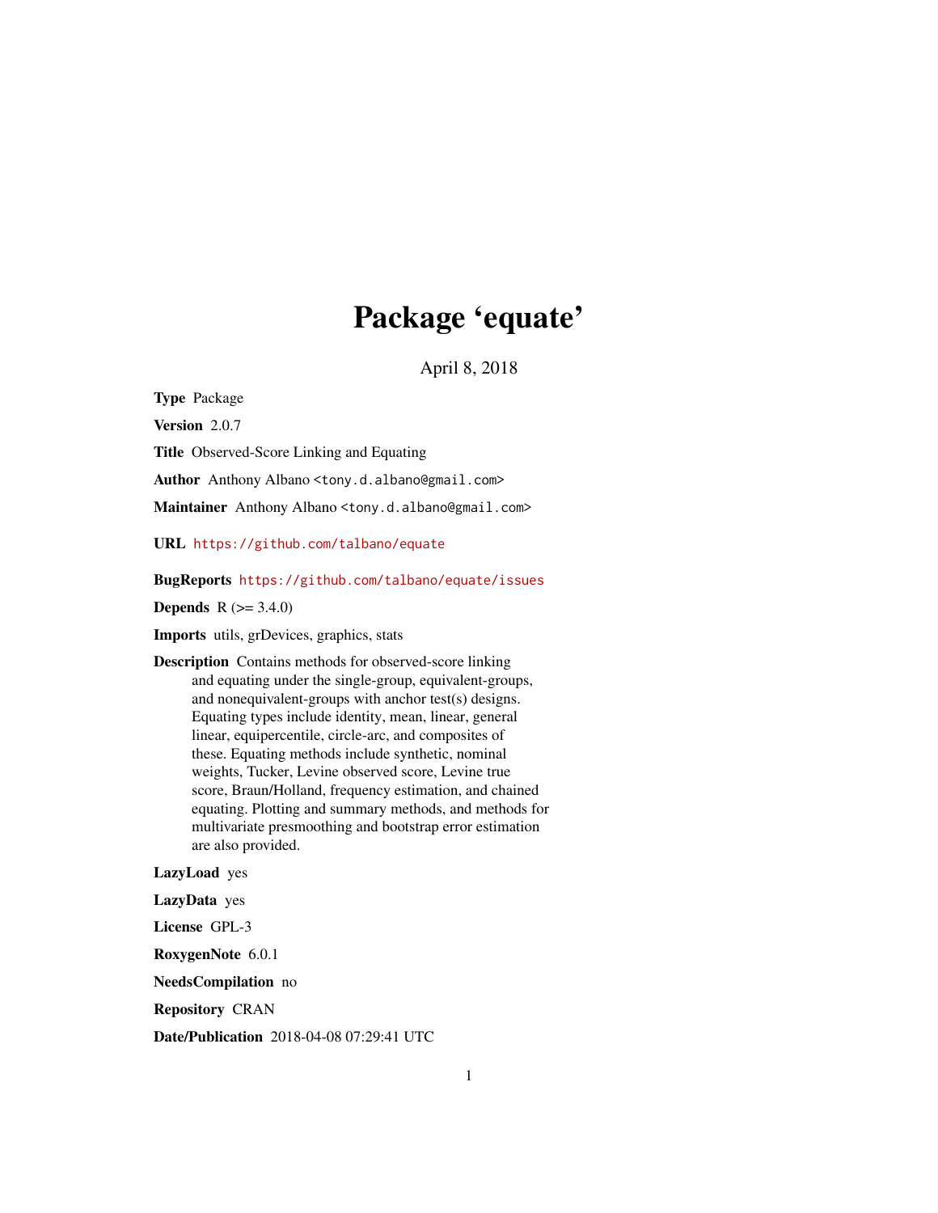# Package 'equate'

April 8, 2018

**Type** Package

**Version** 2.0.7

**Title** Observed-Score Linking and Equating

**Author** Anthony Albano <tony.d.albano@gmail.com>

**Maintainer** Anthony Albano <tony.d.albano@gmail.com>

**URL** https://github.com/talbano/equate

**BugReports** https://github.com/talbano/equate/issues

**Depends** R (>= 3.4.0)

**Imports** utils, grDevices, graphics, stats

**Description** Contains methods for observed-score linking and equating under the single-group, equivalent-groups, and nonequivalent-groups with anchor test(s) designs. Equating types include identity, mean, linear, general linear, equipercentile, circle-arc, and composites of these. Equating methods include synthetic, nominal weights, Tucker, Levine observed score, Levine true score, Braun/Holland, frequency estimation, and chained equating. Plotting and summary methods, and methods for multivariate presmoothing and bootstrap error estimation are also provided.

**LazyLoad** yes

**LazyData** yes

**License** GPL-3

**RoxygenNote** 6.0.1

**NeedsCompilation** no

**Repository** CRAN

**Date/Publication** 2018-04-08 07:29:41 UTC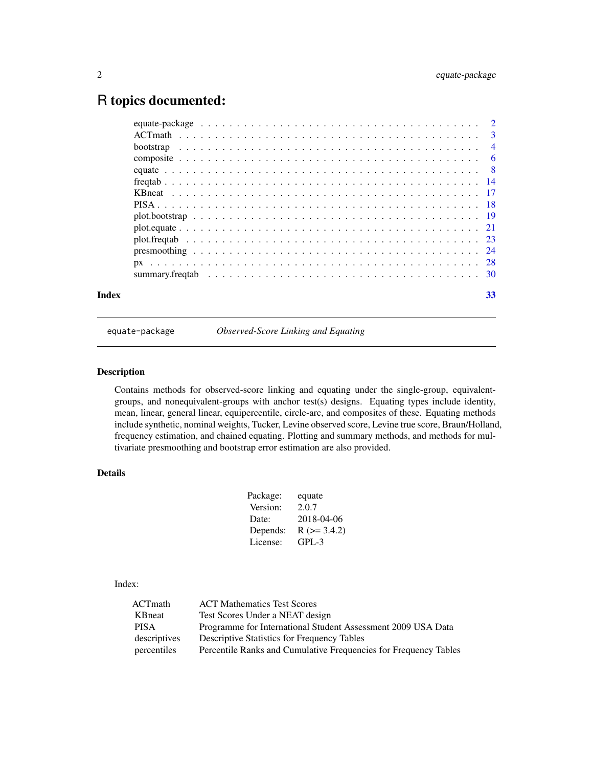# R topics documented:

| | |
|---|---|
| equate-package | 2 |
| ACTmath | 3 |
| bootstrap | 4 |
| composite | 6 |
| equate | 8 |
| freqtab | 14 |
| KBneat | 17 |
| PISA | 18 |
| plot.bootstrap | 19 |
| plot.equate | 21 |
| plot.freqtab | 23 |
| presmoothing | 24 |
| px | 28 |
| summary.freqtab | 30 |
| **Index** | **33** |

---

equate-package *Observed-Score Linking and Equating*

---

## Description

Contains methods for observed-score linking and equating under the single-group, equivalent-groups, and nonequivalent-groups with anchor test(s) designs. Equating types include identity, mean, linear, general linear, equipercentile, circle-arc, and composites of these. Equating methods include synthetic, nominal weights, Tucker, Levine observed score, Levine true score, Braun/Holland, frequency estimation, and chained equating. Plotting and summary methods, and methods for multivariate presmoothing and bootstrap error estimation are also provided.

## Details

| | |
|---|---|
| Package: | equate |
| Version: | 2.0.7 |
| Date: | 2018-04-06 |
| Depends: | R (>= 3.4.2) |
| License: | GPL-3 |

Index:

| | |
|---|---|
| ACTmath | ACT Mathematics Test Scores |
| KBneat | Test Scores Under a NEAT design |
| PISA | Programme for International Student Assessment 2009 USA Data |
| descriptives | Descriptive Statistics for Frequency Tables |
| percentiles | Percentile Ranks and Cumulative Frequencies for Frequency Tables |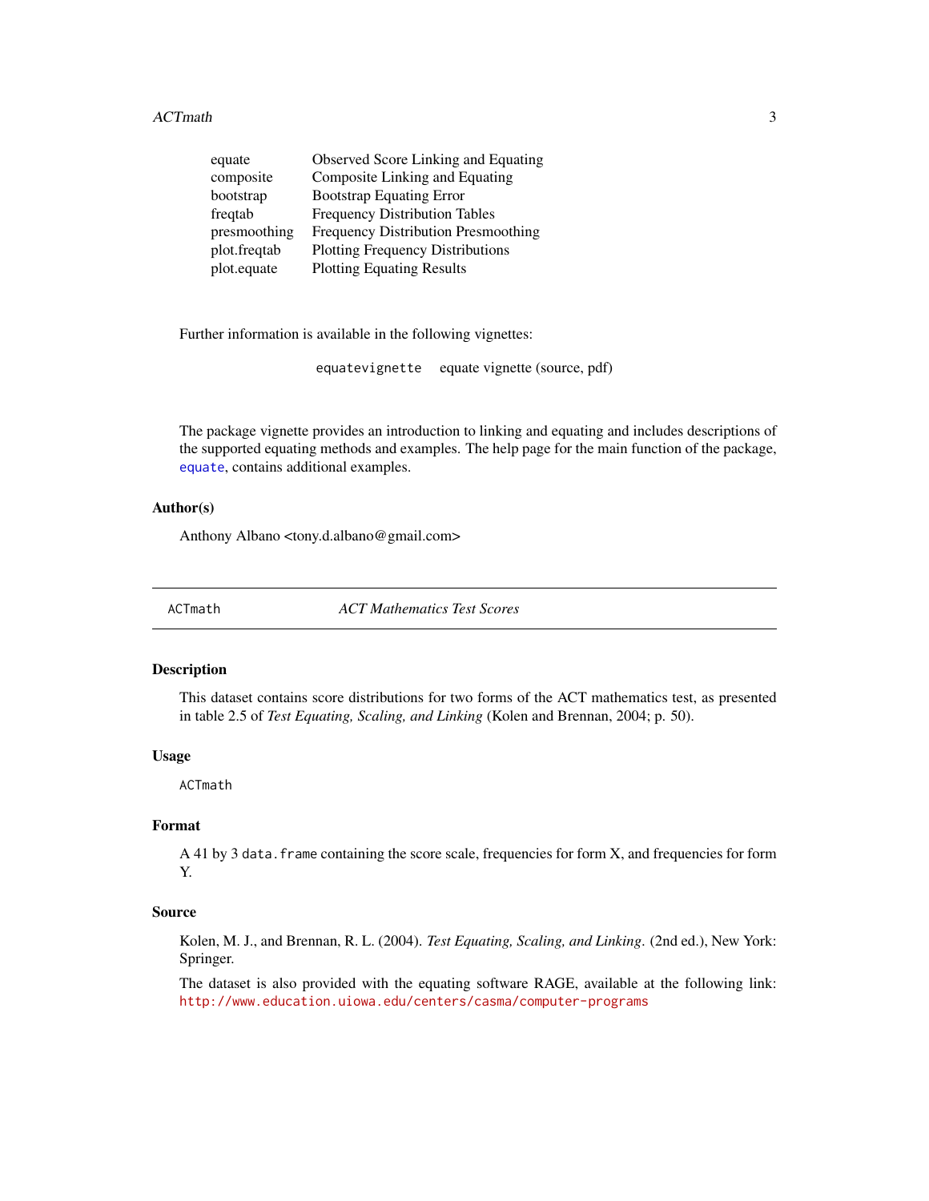| | |
|---|---|
| equate | Observed Score Linking and Equating |
| composite | Composite Linking and Equating |
| bootstrap | Bootstrap Equating Error |
| freqtab | Frequency Distribution Tables |
| presmoothing | Frequency Distribution Presmoothing |
| plot.freqtab | Plotting Frequency Distributions |
| plot.equate | Plotting Equating Results |

Further information is available in the following vignettes:

| | |
|---|---|
| `equatevignette` | equate vignette (source, pdf) |

The package vignette provides an introduction to linking and equating and includes descriptions of the supported equating methods and examples. The help page for the main function of the package, `equate`, contains additional examples.

### Author(s)

Anthony Albano <tony.d.albano@gmail.com>

---

## `ACTmath` *ACT Mathematics Test Scores*

---

### Description

This dataset contains score distributions for two forms of the ACT mathematics test, as presented in table 2.5 of *Test Equating, Scaling, and Linking* (Kolen and Brennan, 2004; p. 50).

### Usage

```
ACTmath
```

### Format

A 41 by 3 `data.frame` containing the score scale, frequencies for form X, and frequencies for form Y.

### Source

Kolen, M. J., and Brennan, R. L. (2004). *Test Equating, Scaling, and Linking*. (2nd ed.), New York: Springer.

The dataset is also provided with the equating software RAGE, available at the following link: `http://www.education.uiowa.edu/centers/casma/computer-programs`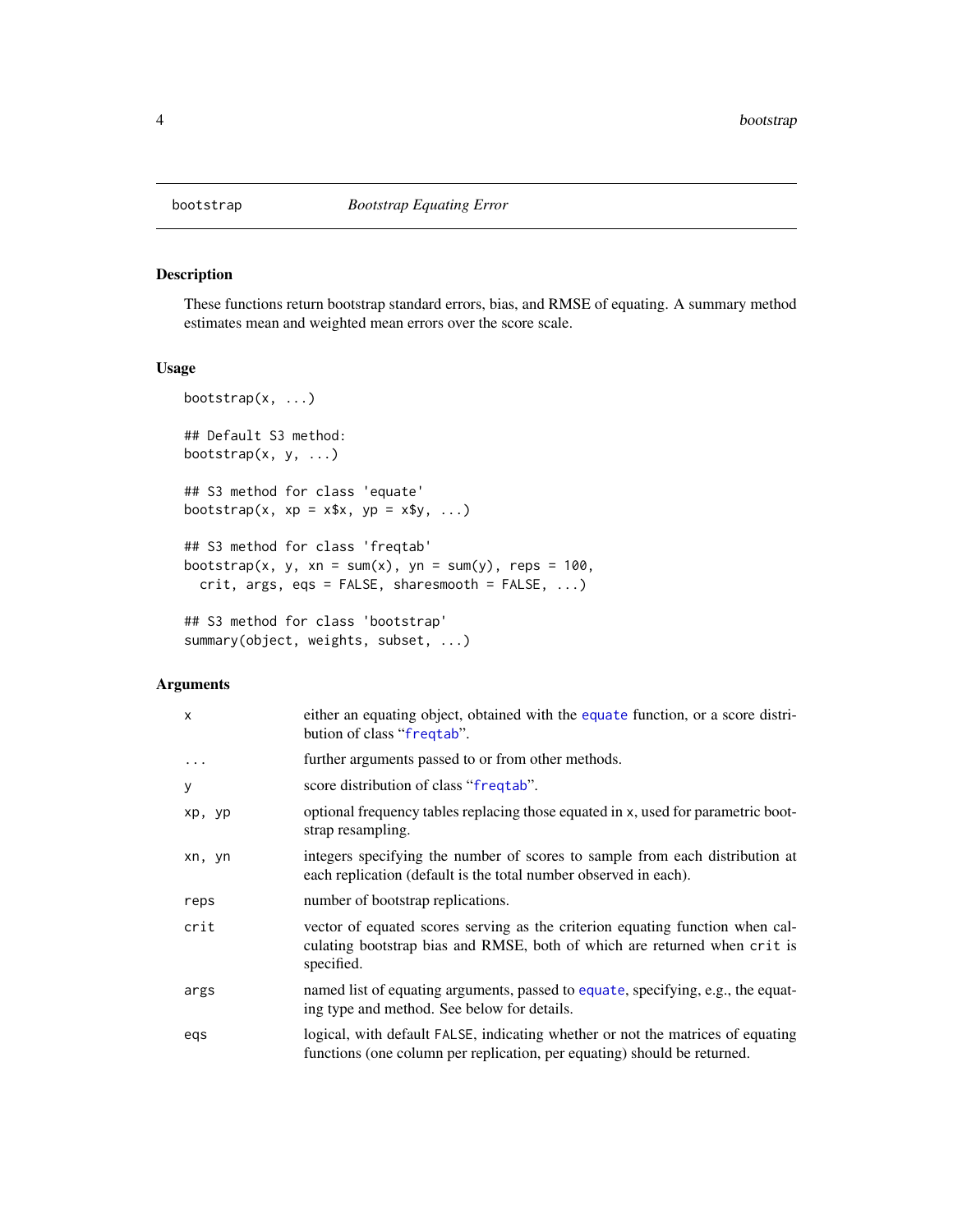## bootstrap — *Bootstrap Equating Error*

### Description

These functions return bootstrap standard errors, bias, and RMSE of equating. A summary method estimates mean and weighted mean errors over the score scale.

### Usage

```
bootstrap(x, ...)

## Default S3 method:
bootstrap(x, y, ...)

## S3 method for class 'equate'
bootstrap(x, xp = x$x, yp = x$y, ...)

## S3 method for class 'freqtab'
bootstrap(x, y, xn = sum(x), yn = sum(y), reps = 100,
  crit, args, eqs = FALSE, sharesmooth = FALSE, ...)

## S3 method for class 'bootstrap'
summary(object, weights, subset, ...)
```

### Arguments

| | |
|---|---|
| `x` | either an equating object, obtained with the `equate` function, or a score distribution of class "`freqtab`". |
| `...` | further arguments passed to or from other methods. |
| `y` | score distribution of class "`freqtab`". |
| `xp, yp` | optional frequency tables replacing those equated in `x`, used for parametric bootstrap resampling. |
| `xn, yn` | integers specifying the number of scores to sample from each distribution at each replication (default is the total number observed in each). |
| `reps` | number of bootstrap replications. |
| `crit` | vector of equated scores serving as the criterion equating function when calculating bootstrap bias and RMSE, both of which are returned when `crit` is specified. |
| `args` | named list of equating arguments, passed to `equate`, specifying, e.g., the equating type and method. See below for details. |
| `eqs` | logical, with default `FALSE`, indicating whether or not the matrices of equating functions (one column per replication, per equating) should be returned. |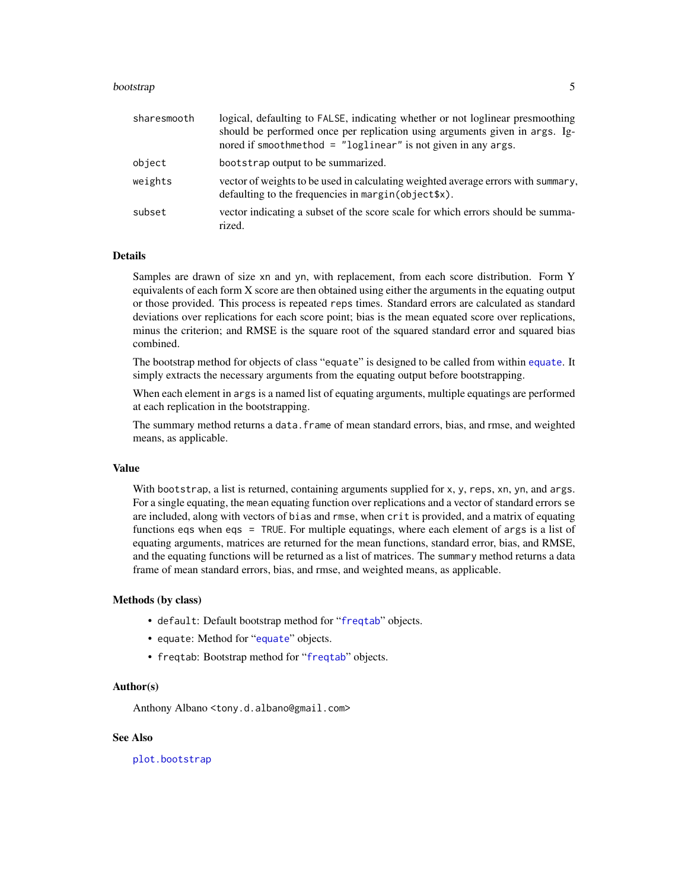| | |
|---|---|
| `sharesmooth` | logical, defaulting to `FALSE`, indicating whether or not loglinear presmoothing should be performed once per replication using arguments given in `args`. Ignored if `smoothmethod = "loglinear"` is not given in any `args`. |
| `object` | `bootstrap` output to be summarized. |
| `weights` | vector of weights to be used in calculating weighted average errors with `summary`, defaulting to the frequencies in `margin(object$x)`. |
| `subset` | vector indicating a subset of the score scale for which errors should be summarized. |

## Details

Samples are drawn of size `xn` and `yn`, with replacement, from each score distribution. Form Y equivalents of each form X score are then obtained using either the arguments in the equating output or those provided. This process is repeated `reps` times. Standard errors are calculated as standard deviations over replications for each score point; bias is the mean equated score over replications, minus the criterion; and RMSE is the square root of the squared standard error and squared bias combined.

The bootstrap method for objects of class "`equate`" is designed to be called from within `equate`. It simply extracts the necessary arguments from the equating output before bootstrapping.

When each element in `args` is a named list of equating arguments, multiple equatings are performed at each replication in the bootstrapping.

The summary method returns a `data.frame` of mean standard errors, bias, and rmse, and weighted means, as applicable.

## Value

With `bootstrap`, a list is returned, containing arguments supplied for `x`, `y`, `reps`, `xn`, `yn`, and `args`. For a single equating, the `mean` equating function over replications and a vector of standard errors `se` are included, along with vectors of `bias` and `rmse`, when `crit` is provided, and a matrix of equating functions `eqs` when `eqs = TRUE`. For multiple equatings, where each element of `args` is a list of equating arguments, matrices are returned for the mean functions, standard error, bias, and RMSE, and the equating functions will be returned as a list of matrices. The `summary` method returns a data frame of mean standard errors, bias, and rmse, and weighted means, as applicable.

## Methods (by class)

- `default`: Default bootstrap method for "`freqtab`" objects.
- `equate`: Method for "`equate`" objects.
- `freqtab`: Bootstrap method for "`freqtab`" objects.

## Author(s)

Anthony Albano <tony.d.albano@gmail.com>

## See Also

`plot.bootstrap`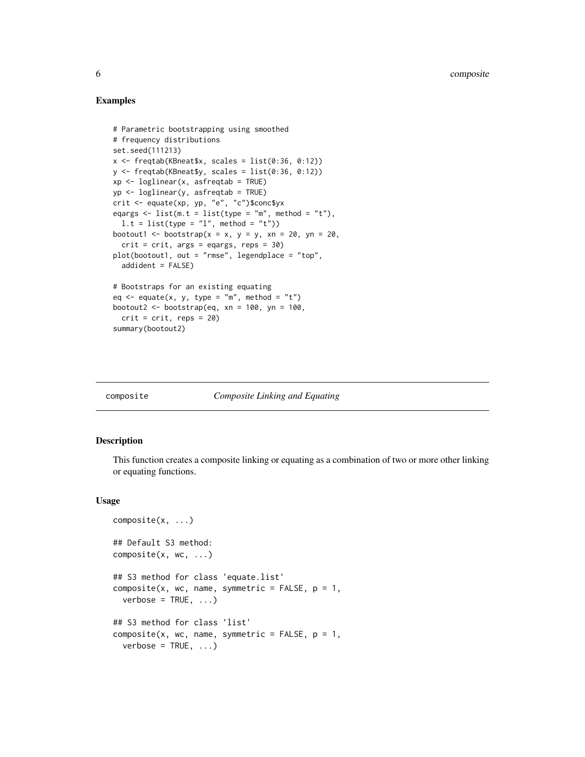## Examples

```
# Parametric bootstrapping using smoothed
# frequency distributions
set.seed(111213)
x <- freqtab(KBneat$x, scales = list(0:36, 0:12))
y <- freqtab(KBneat$y, scales = list(0:36, 0:12))
xp <- loglinear(x, asfreqtab = TRUE)
yp <- loglinear(y, asfreqtab = TRUE)
crit <- equate(xp, yp, "e", "c")$conc$yx
eqargs <- list(m.t = list(type = "m", method = "t"),
  l.t = list(type = "l", method = "t"))
bootout1 <- bootstrap(x = x, y = y, xn = 20, yn = 20,
  crit = crit, args = eqargs, reps = 30)
plot(bootout1, out = "rmse", legendplace = "top",
  addident = FALSE)

# Bootstraps for an existing equating
eq <- equate(x, y, type = "m", method = "t")
bootout2 <- bootstrap(eq, xn = 100, yn = 100,
  crit = crit, reps = 20)
summary(bootout2)
```

---

# composite — *Composite Linking and Equating*

---

## Description

This function creates a composite linking or equating as a combination of two or more other linking or equating functions.

## Usage

```
composite(x, ...)

## Default S3 method:
composite(x, wc, ...)

## S3 method for class 'equate.list'
composite(x, wc, name, symmetric = FALSE, p = 1,
  verbose = TRUE, ...)

## S3 method for class 'list'
composite(x, wc, name, symmetric = FALSE, p = 1,
  verbose = TRUE, ...)
```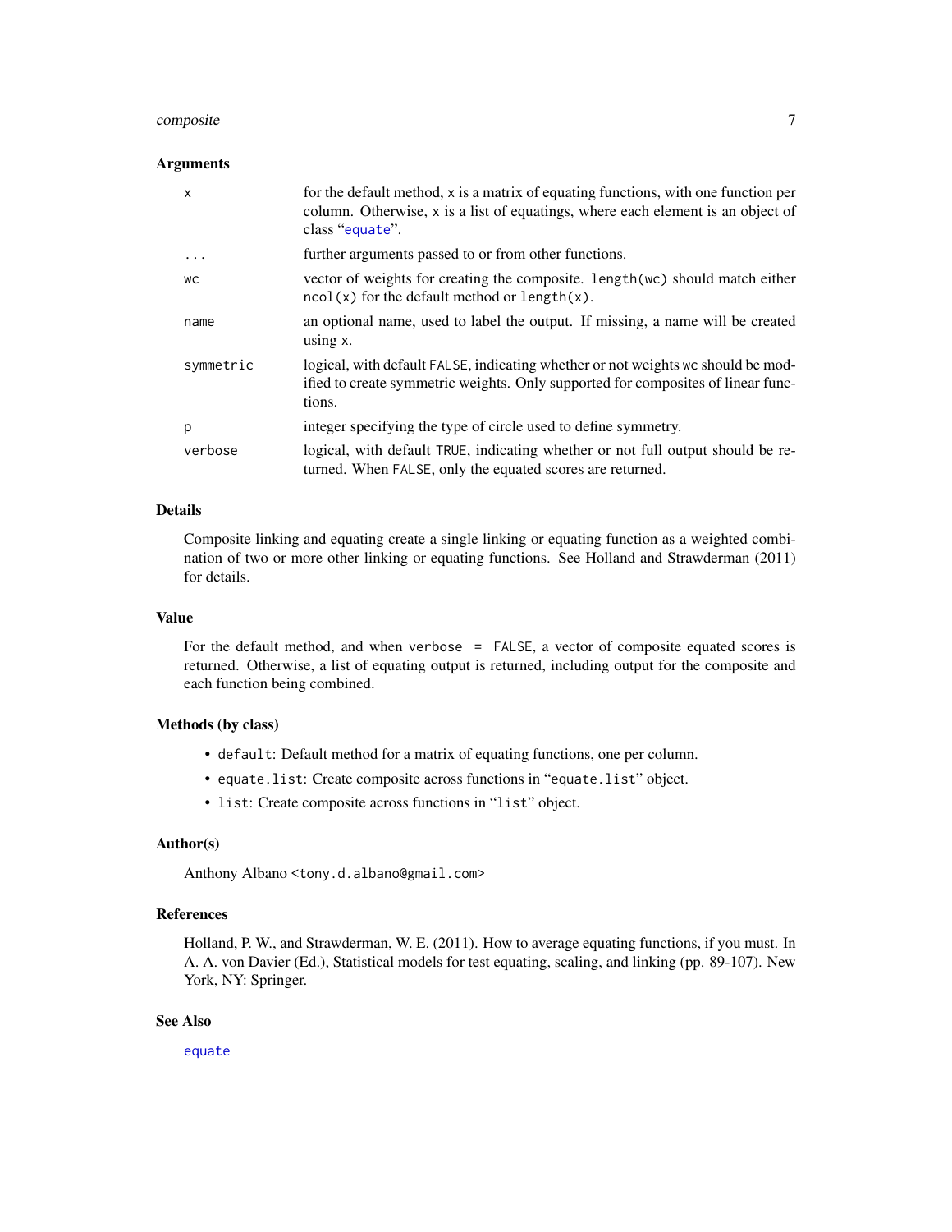### Arguments

| | |
|---|---|
| `x` | for the default method, `x` is a matrix of equating functions, with one function per column. Otherwise, `x` is a list of equatings, where each element is an object of class "`equate`". |
| `...` | further arguments passed to or from other functions. |
| `wc` | vector of weights for creating the composite. `length(wc)` should match either `ncol(x)` for the default method or `length(x)`. |
| `name` | an optional name, used to label the output. If missing, a name will be created using `x`. |
| `symmetric` | logical, with default `FALSE`, indicating whether or not weights `wc` should be modified to create symmetric weights. Only supported for composites of linear functions. |
| `p` | integer specifying the type of circle used to define symmetry. |
| `verbose` | logical, with default `TRUE`, indicating whether or not full output should be returned. When `FALSE`, only the equated scores are returned. |

### Details

Composite linking and equating create a single linking or equating function as a weighted combination of two or more other linking or equating functions. See Holland and Strawderman (2011) for details.

### Value

For the default method, and when `verbose = FALSE`, a vector of composite equated scores is returned. Otherwise, a list of equating output is returned, including output for the composite and each function being combined.

### Methods (by class)

- `default`: Default method for a matrix of equating functions, one per column.
- `equate.list`: Create composite across functions in "`equate.list`" object.
- `list`: Create composite across functions in "`list`" object.

### Author(s)

Anthony Albano <tony.d.albano@gmail.com>

### References

Holland, P. W., and Strawderman, W. E. (2011). How to average equating functions, if you must. In A. A. von Davier (Ed.), Statistical models for test equating, scaling, and linking (pp. 89-107). New York, NY: Springer.

### See Also

`equate`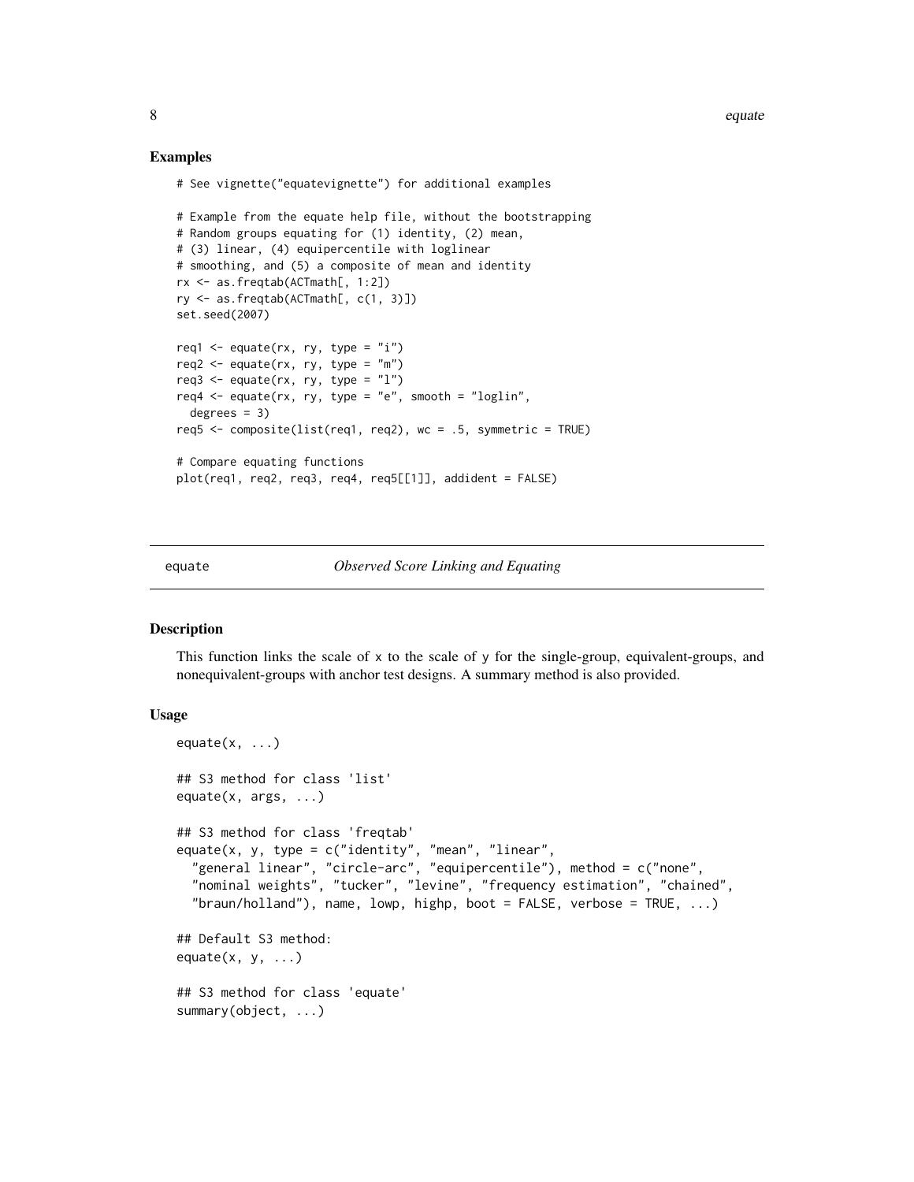### Examples

```
# See vignette("equatevignette") for additional examples

# Example from the equate help file, without the bootstrapping
# Random groups equating for (1) identity, (2) mean,
# (3) linear, (4) equipercentile with loglinear
# smoothing, and (5) a composite of mean and identity
rx <- as.freqtab(ACTmath[, 1:2])
ry <- as.freqtab(ACTmath[, c(1, 3)])
set.seed(2007)

req1 <- equate(rx, ry, type = "i")
req2 <- equate(rx, ry, type = "m")
req3 <- equate(rx, ry, type = "l")
req4 <- equate(rx, ry, type = "e", smooth = "loglin",
  degrees = 3)
req5 <- composite(list(req1, req2), wc = .5, symmetric = TRUE)

# Compare equating functions
plot(req1, req2, req3, req4, req5[[1]], addident = FALSE)
```

---

## equate — *Observed Score Linking and Equating*

### Description

This function links the scale of x to the scale of y for the single-group, equivalent-groups, and nonequivalent-groups with anchor test designs. A summary method is also provided.

### Usage

```
equate(x, ...)

## S3 method for class 'list'
equate(x, args, ...)

## S3 method for class 'freqtab'
equate(x, y, type = c("identity", "mean", "linear",
  "general linear", "circle-arc", "equipercentile"), method = c("none",
  "nominal weights", "tucker", "levine", "frequency estimation", "chained",
  "braun/holland"), name, lowp, highp, boot = FALSE, verbose = TRUE, ...)

## Default S3 method:
equate(x, y, ...)

## S3 method for class 'equate'
summary(object, ...)
```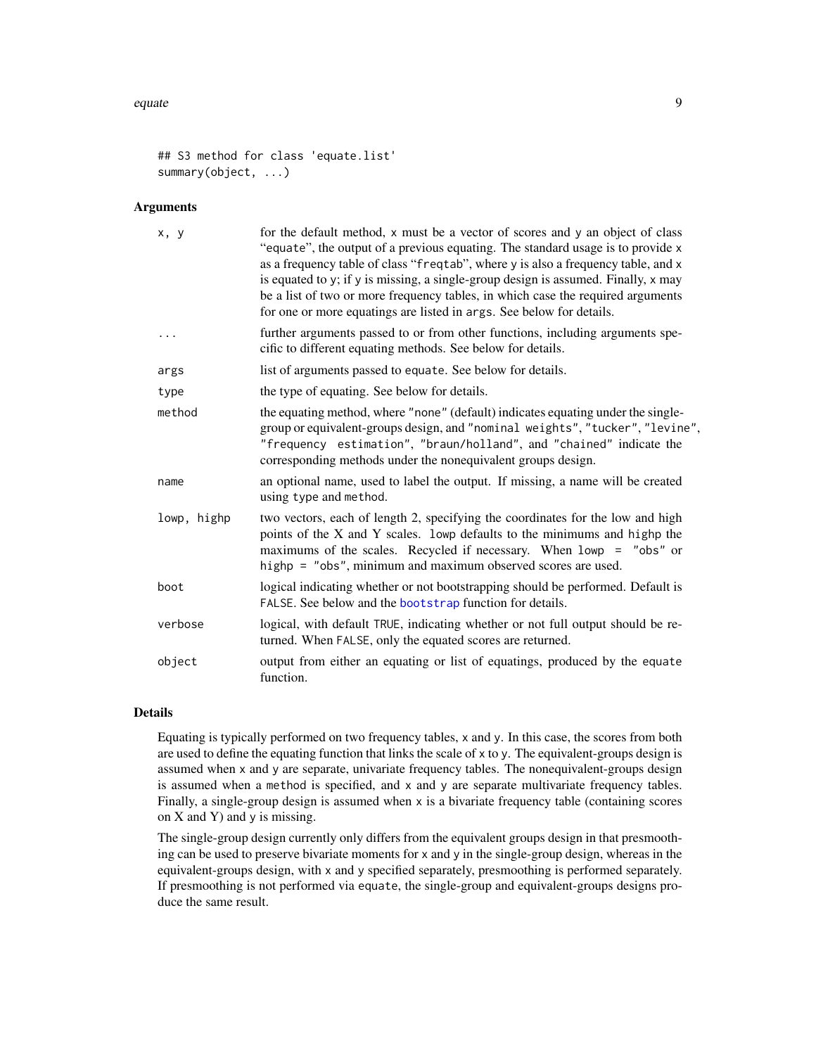```
## S3 method for class 'equate.list'
summary(object, ...)
```

### Arguments

| | |
|---|---|
| `x, y` | for the default method, `x` must be a vector of scores and `y` an object of class "`equate`", the output of a previous equating. The standard usage is to provide `x` as a frequency table of class "`freqtab`", where `y` is also a frequency table, and `x` is equated to `y`; if `y` is missing, a single-group design is assumed. Finally, `x` may be a list of two or more frequency tables, in which case the required arguments for one or more equatings are listed in `args`. See below for details. |
| `...` | further arguments passed to or from other functions, including arguments specific to different equating methods. See below for details. |
| `args` | list of arguments passed to `equate`. See below for details. |
| `type` | the type of equating. See below for details. |
| `method` | the equating method, where `"none"` (default) indicates equating under the single-group or equivalent-groups design, and `"nominal weights"`, `"tucker"`, `"levine"`, `"frequency estimation"`, `"braun/holland"`, and `"chained"` indicate the corresponding methods under the nonequivalent groups design. |
| `name` | an optional name, used to label the output. If missing, a name will be created using `type` and `method`. |
| `lowp, highp` | two vectors, each of length 2, specifying the coordinates for the low and high points of the X and Y scales. `lowp` defaults to the minimums and `highp` the maximums of the scales. Recycled if necessary. When `lowp = "obs"` or `highp = "obs"`, minimum and maximum observed scores are used. |
| `boot` | logical indicating whether or not bootstrapping should be performed. Default is `FALSE`. See below and the `bootstrap` function for details. |
| `verbose` | logical, with default `TRUE`, indicating whether or not full output should be returned. When `FALSE`, only the equated scores are returned. |
| `object` | output from either an equating or list of equatings, produced by the `equate` function. |

### Details

Equating is typically performed on two frequency tables, `x` and `y`. In this case, the scores from both are used to define the equating function that links the scale of `x` to `y`. The equivalent-groups design is assumed when `x` and `y` are separate, univariate frequency tables. The nonequivalent-groups design is assumed when a `method` is specified, and `x` and `y` are separate multivariate frequency tables. Finally, a single-group design is assumed when `x` is a bivariate frequency table (containing scores on X and Y) and `y` is missing.

The single-group design currently only differs from the equivalent groups design in that presmoothing can be used to preserve bivariate moments for `x` and `y` in the single-group design, whereas in the equivalent-groups design, with `x` and `y` specified separately, presmoothing is performed separately. If presmoothing is not performed via `equate`, the single-group and equivalent-groups designs produce the same result.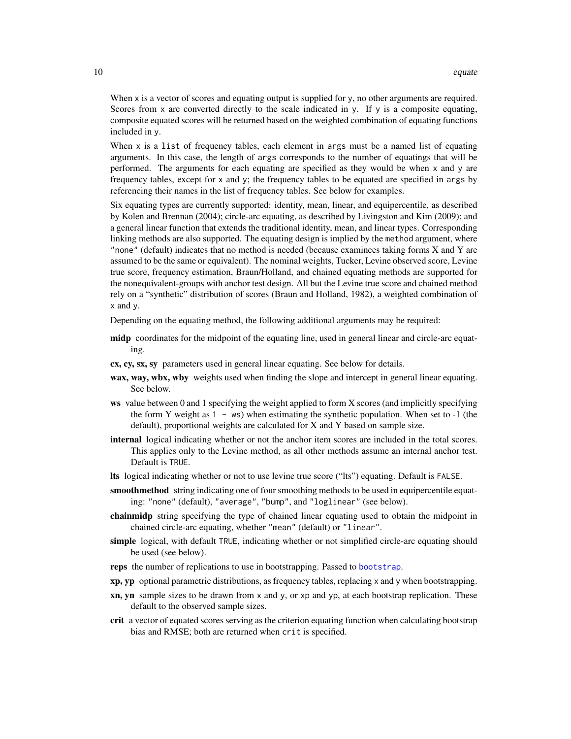When `x` is a vector of scores and equating output is supplied for `y`, no other arguments are required. Scores from `x` are converted directly to the scale indicated in `y`. If `y` is a composite equating, composite equated scores will be returned based on the weighted combination of equating functions included in `y`.

When `x` is a `list` of frequency tables, each element in `args` must be a named list of equating arguments. In this case, the length of `args` corresponds to the number of equatings that will be performed. The arguments for each equating are specified as they would be when `x` and `y` are frequency tables, except for `x` and `y`; the frequency tables to be equated are specified in `args` by referencing their names in the list of frequency tables. See below for examples.

Six equating types are currently supported: identity, mean, linear, and equipercentile, as described by Kolen and Brennan (2004); circle-arc equating, as described by Livingston and Kim (2009); and a general linear function that extends the traditional identity, mean, and linear types. Corresponding linking methods are also supported. The equating design is implied by the `method` argument, where `"none"` (default) indicates that no method is needed (because examinees taking forms X and Y are assumed to be the same or equivalent). The nominal weights, Tucker, Levine observed score, Levine true score, frequency estimation, Braun/Holland, and chained equating methods are supported for the nonequivalent-groups with anchor test design. All but the Levine true score and chained method rely on a "synthetic" distribution of scores (Braun and Holland, 1982), a weighted combination of `x` and `y`.

Depending on the equating method, the following additional arguments may be required:

**midp** coordinates for the midpoint of the equating line, used in general linear and circle-arc equating.

**cx, cy, sx, sy** parameters used in general linear equating. See below for details.

**wax, way, wbx, wby** weights used when finding the slope and intercept in general linear equating. See below.

**ws** value between 0 and 1 specifying the weight applied to form X scores (and implicitly specifying the form Y weight as `1 - ws`) when estimating the synthetic population. When set to -1 (the default), proportional weights are calculated for X and Y based on sample size.

**internal** logical indicating whether or not the anchor item scores are included in the total scores. This applies only to the Levine method, as all other methods assume an internal anchor test. Default is `TRUE`.

**lts** logical indicating whether or not to use levine true score ("lts") equating. Default is `FALSE`.

**smoothmethod** string indicating one of four smoothing methods to be used in equipercentile equating: `"none"` (default), `"average"`, `"bump"`, and `"loglinear"` (see below).

**chainmidp** string specifying the type of chained linear equating used to obtain the midpoint in chained circle-arc equating, whether `"mean"` (default) or `"linear"`.

**simple** logical, with default `TRUE`, indicating whether or not simplified circle-arc equating should be used (see below).

**reps** the number of replications to use in bootstrapping. Passed to `bootstrap`.

**xp, yp** optional parametric distributions, as frequency tables, replacing `x` and `y` when bootstrapping.

**xn, yn** sample sizes to be drawn from `x` and `y`, or `xp` and `yp`, at each bootstrap replication. These default to the observed sample sizes.

**crit** a vector of equated scores serving as the criterion equating function when calculating bootstrap bias and RMSE; both are returned when `crit` is specified.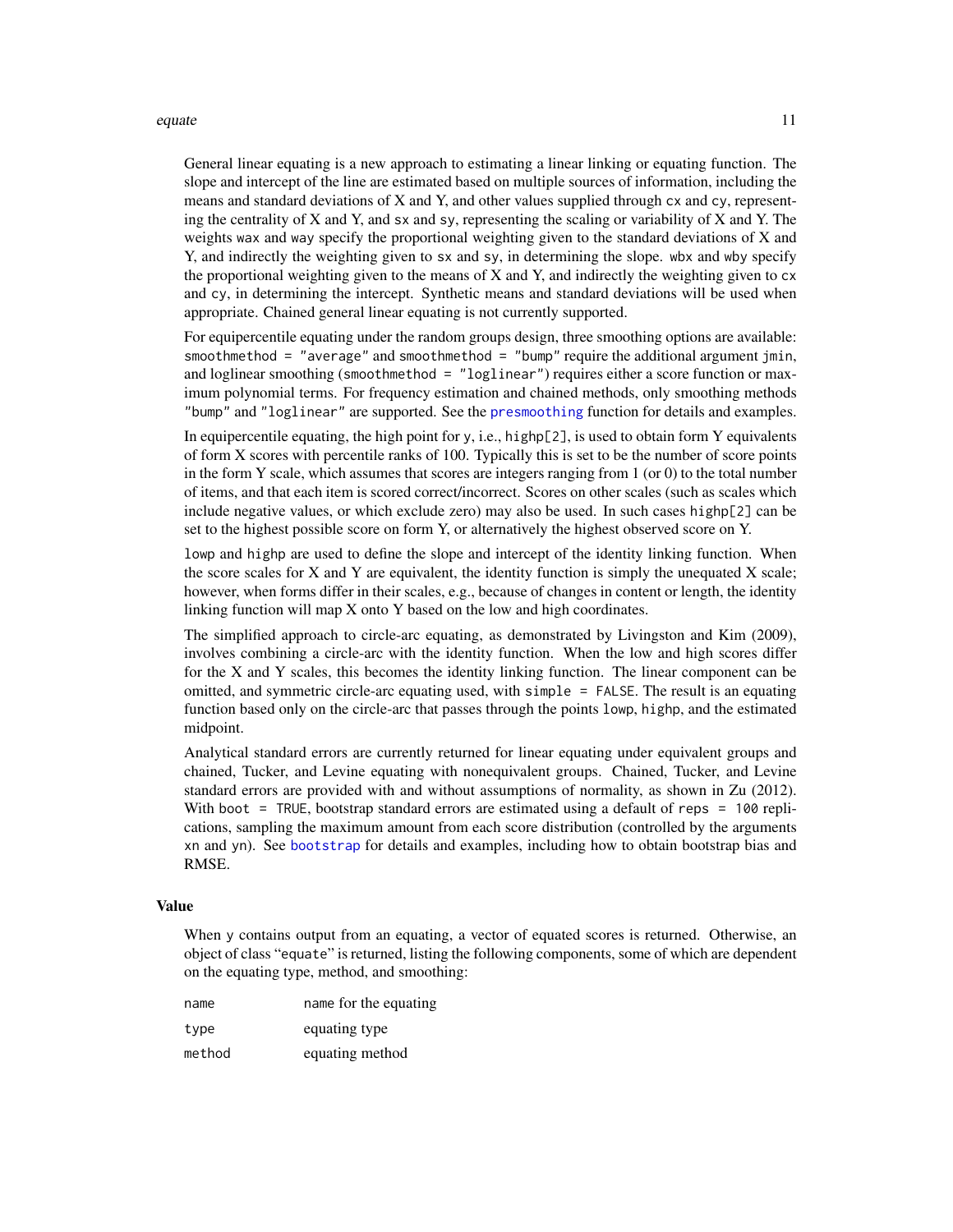General linear equating is a new approach to estimating a linear linking or equating function. The slope and intercept of the line are estimated based on multiple sources of information, including the means and standard deviations of X and Y, and other values supplied through `cx` and `cy`, representing the centrality of X and Y, and `sx` and `sy`, representing the scaling or variability of X and Y. The weights `wax` and `way` specify the proportional weighting given to the standard deviations of X and Y, and indirectly the weighting given to `sx` and `sy`, in determining the slope. `wbx` and `wby` specify the proportional weighting given to the means of X and Y, and indirectly the weighting given to `cx` and `cy`, in determining the intercept. Synthetic means and standard deviations will be used when appropriate. Chained general linear equating is not currently supported.

For equipercentile equating under the random groups design, three smoothing options are available: `smoothmethod = "average"` and `smoothmethod = "bump"` require the additional argument `jmin`, and loglinear smoothing (`smoothmethod = "loglinear"`) requires either a score function or maximum polynomial terms. For frequency estimation and chained methods, only smoothing methods `"bump"` and `"loglinear"` are supported. See the `presmoothing` function for details and examples.

In equipercentile equating, the high point for `y`, i.e., `highp[2]`, is used to obtain form Y equivalents of form X scores with percentile ranks of 100. Typically this is set to be the number of score points in the form Y scale, which assumes that scores are integers ranging from 1 (or 0) to the total number of items, and that each item is scored correct/incorrect. Scores on other scales (such as scales which include negative values, or which exclude zero) may also be used. In such cases `highp[2]` can be set to the highest possible score on form Y, or alternatively the highest observed score on Y.

`lowp` and `highp` are used to define the slope and intercept of the identity linking function. When the score scales for X and Y are equivalent, the identity function is simply the unequated X scale; however, when forms differ in their scales, e.g., because of changes in content or length, the identity linking function will map X onto Y based on the low and high coordinates.

The simplified approach to circle-arc equating, as demonstrated by Livingston and Kim (2009), involves combining a circle-arc with the identity function. When the low and high scores differ for the X and Y scales, this becomes the identity linking function. The linear component can be omitted, and symmetric circle-arc equating used, with `simple = FALSE`. The result is an equating function based only on the circle-arc that passes through the points `lowp`, `highp`, and the estimated midpoint.

Analytical standard errors are currently returned for linear equating under equivalent groups and chained, Tucker, and Levine equating with nonequivalent groups. Chained, Tucker, and Levine standard errors are provided with and without assumptions of normality, as shown in Zu (2012). With `boot = TRUE`, bootstrap standard errors are estimated using a default of `reps = 100` replications, sampling the maximum amount from each score distribution (controlled by the arguments `xn` and `yn`). See `bootstrap` for details and examples, including how to obtain bootstrap bias and RMSE.

## Value

When `y` contains output from an equating, a vector of equated scores is returned. Otherwise, an object of class "`equate`" is returned, listing the following components, some of which are dependent on the equating type, method, and smoothing:

| | |
|---|---|
| `name` | `name` for the equating |
| `type` | equating type |
| `method` | equating method |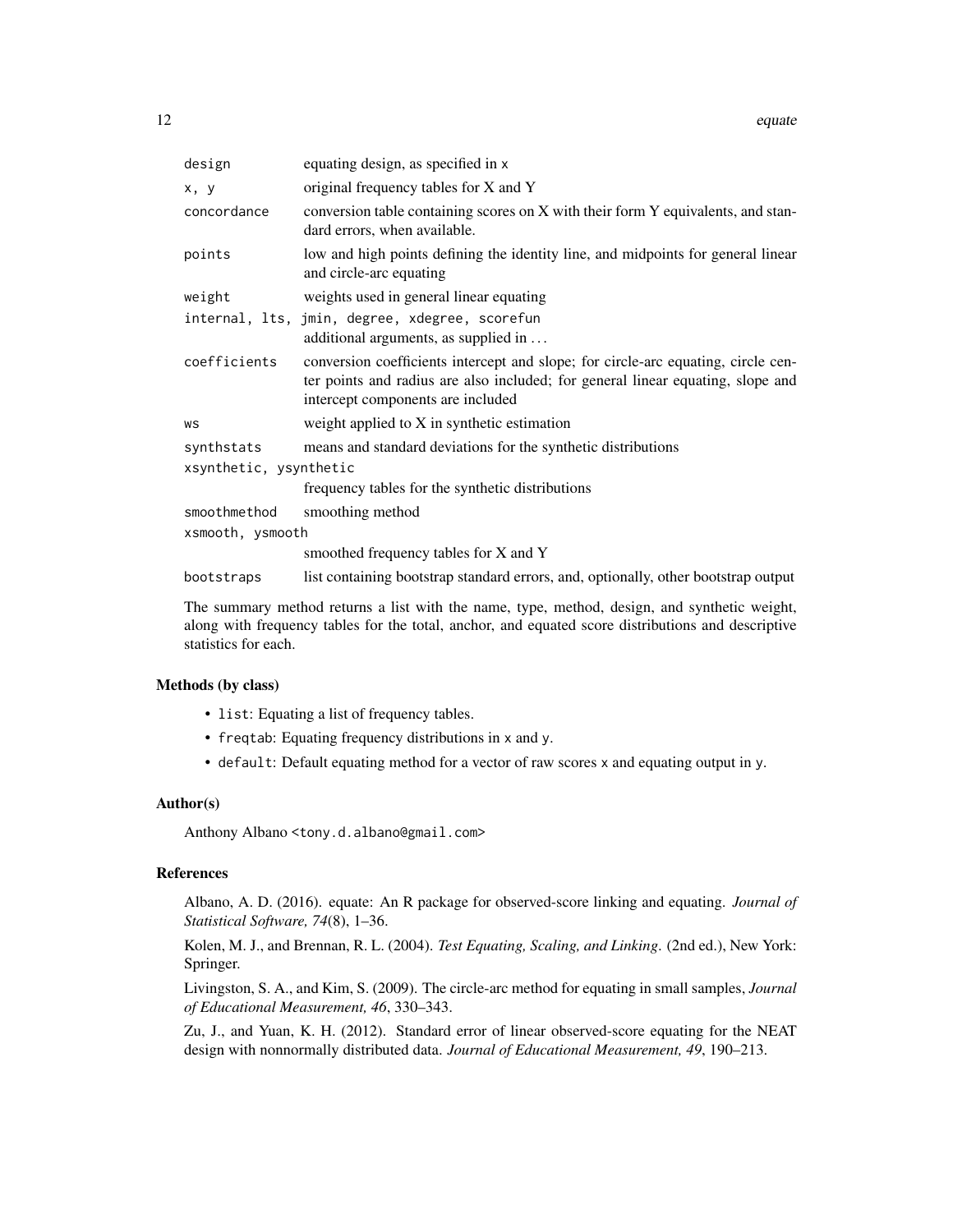| | |
|---|---|
| `design` | equating design, as specified in `x` |
| `x, y` | original frequency tables for X and Y |
| `concordance` | conversion table containing scores on X with their form Y equivalents, and standard errors, when available. |
| `points` | low and high points defining the identity line, and midpoints for general linear and circle-arc equating |
| `weight` | weights used in general linear equating |
| `internal, lts, jmin, degree, xdegree, scorefun` | additional arguments, as supplied in ... |
| `coefficients` | conversion coefficients intercept and slope; for circle-arc equating, circle center points and radius are also included; for general linear equating, slope and intercept components are included |
| `ws` | weight applied to X in synthetic estimation |
| `synthstats` | means and standard deviations for the synthetic distributions |
| `xsynthetic, ysynthetic` | frequency tables for the synthetic distributions |
| `smoothmethod` | smoothing method |
| `xsmooth, ysmooth` | smoothed frequency tables for X and Y |
| `bootstraps` | list containing bootstrap standard errors, and, optionally, other bootstrap output |

The summary method returns a list with the name, type, method, design, and synthetic weight, along with frequency tables for the total, anchor, and equated score distributions and descriptive statistics for each.

### Methods (by class)

- `list`: Equating a list of frequency tables.
- `freqtab`: Equating frequency distributions in `x` and `y`.
- `default`: Default equating method for a vector of raw scores `x` and equating output in `y`.

### Author(s)

Anthony Albano <tony.d.albano@gmail.com>

### References

Albano, A. D. (2016). equate: An R package for observed-score linking and equating. *Journal of Statistical Software, 74*(8), 1–36.

Kolen, M. J., and Brennan, R. L. (2004). *Test Equating, Scaling, and Linking*. (2nd ed.), New York: Springer.

Livingston, S. A., and Kim, S. (2009). The circle-arc method for equating in small samples, *Journal of Educational Measurement, 46*, 330–343.

Zu, J., and Yuan, K. H. (2012). Standard error of linear observed-score equating for the NEAT design with nonnormally distributed data. *Journal of Educational Measurement, 49*, 190–213.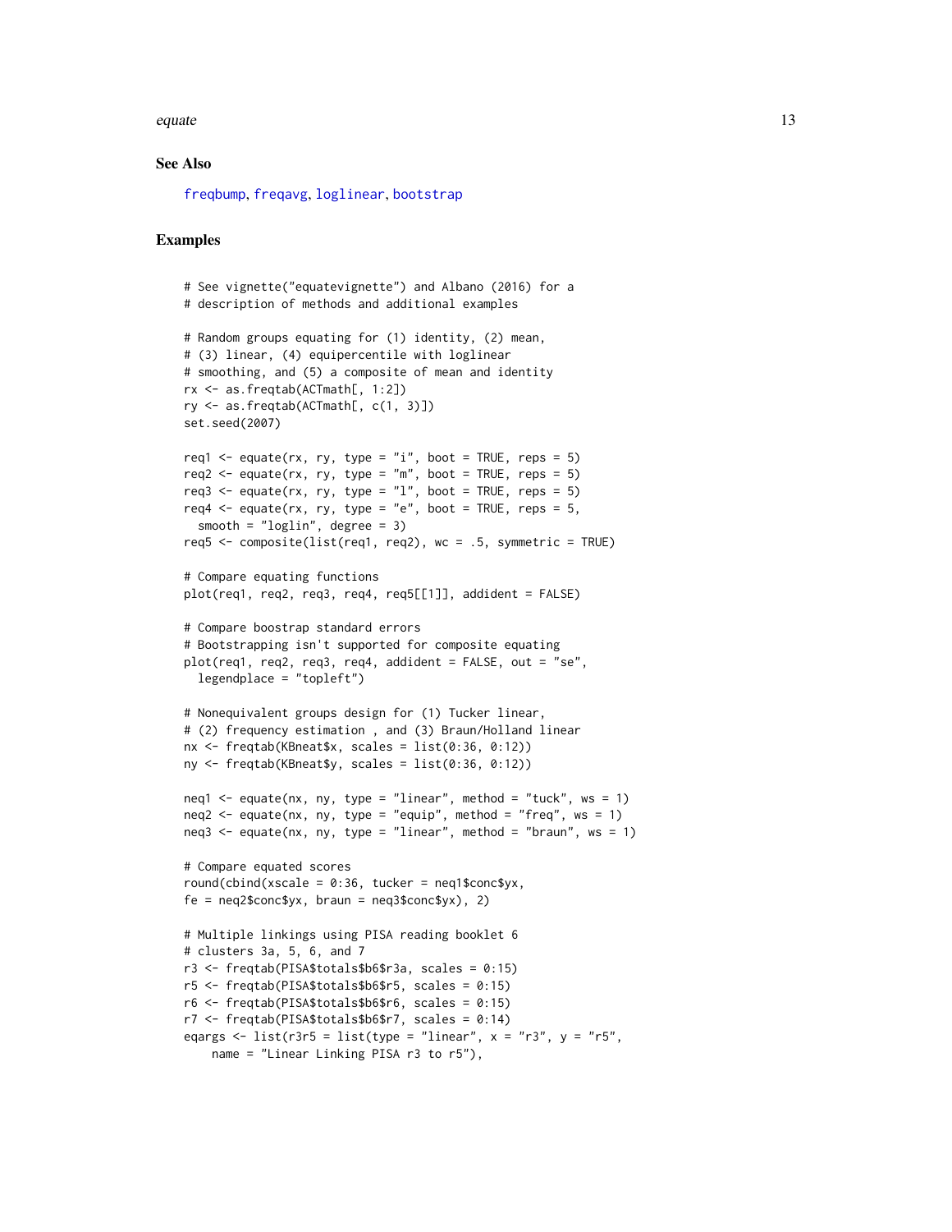## See Also

freqbump, freqavg, loglinear, bootstrap

## Examples

```
# See vignette("equatevignette") and Albano (2016) for a
# description of methods and additional examples

# Random groups equating for (1) identity, (2) mean,
# (3) linear, (4) equipercentile with loglinear
# smoothing, and (5) a composite of mean and identity
rx <- as.freqtab(ACTmath[, 1:2])
ry <- as.freqtab(ACTmath[, c(1, 3)])
set.seed(2007)

req1 <- equate(rx, ry, type = "i", boot = TRUE, reps = 5)
req2 <- equate(rx, ry, type = "m", boot = TRUE, reps = 5)
req3 <- equate(rx, ry, type = "l", boot = TRUE, reps = 5)
req4 <- equate(rx, ry, type = "e", boot = TRUE, reps = 5,
  smooth = "loglin", degree = 3)
req5 <- composite(list(req1, req2), wc = .5, symmetric = TRUE)

# Compare equating functions
plot(req1, req2, req3, req4, req5[[1]], addident = FALSE)

# Compare boostrap standard errors
# Bootstrapping isn't supported for composite equating
plot(req1, req2, req3, req4, addident = FALSE, out = "se",
  legendplace = "topleft")

# Nonequivalent groups design for (1) Tucker linear,
# (2) frequency estimation , and (3) Braun/Holland linear
nx <- freqtab(KBneat$x, scales = list(0:36, 0:12))
ny <- freqtab(KBneat$y, scales = list(0:36, 0:12))

neq1 <- equate(nx, ny, type = "linear", method = "tuck", ws = 1)
neq2 <- equate(nx, ny, type = "equip", method = "freq", ws = 1)
neq3 <- equate(nx, ny, type = "linear", method = "braun", ws = 1)

# Compare equated scores
round(cbind(xscale = 0:36, tucker = neq1$conc$yx,
fe = neq2$conc$yx, braun = neq3$conc$yx), 2)

# Multiple linkings using PISA reading booklet 6
# clusters 3a, 5, 6, and 7
r3 <- freqtab(PISA$totals$b6$r3a, scales = 0:15)
r5 <- freqtab(PISA$totals$b6$r5, scales = 0:15)
r6 <- freqtab(PISA$totals$b6$r6, scales = 0:15)
r7 <- freqtab(PISA$totals$b6$r7, scales = 0:14)
eqargs <- list(r3r5 = list(type = "linear", x = "r3", y = "r5",
    name = "Linear Linking PISA r3 to r5"),
```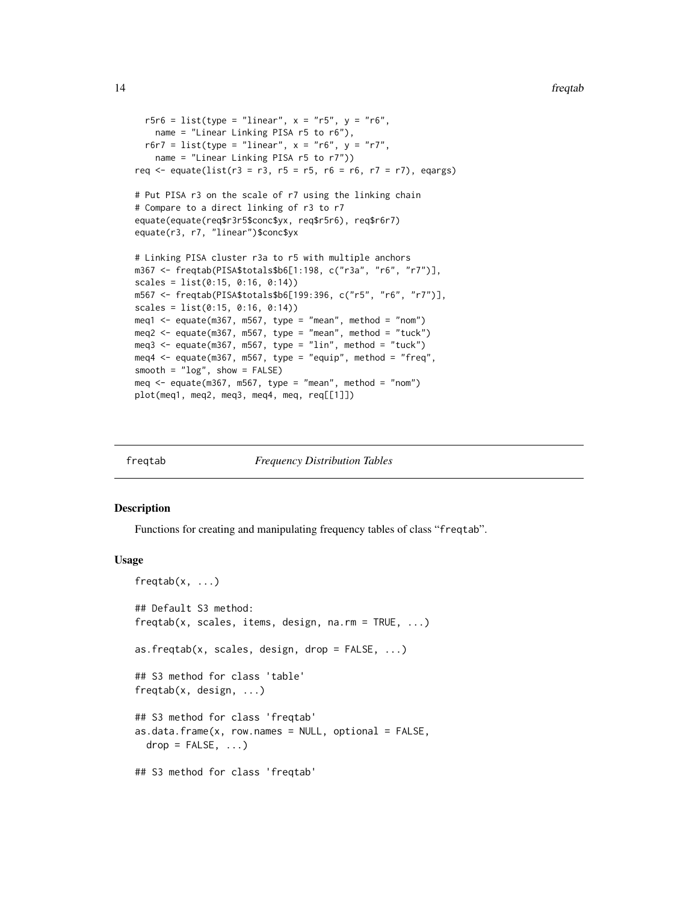```
  r5r6 = list(type = "linear", x = "r5", y = "r6",
    name = "Linear Linking PISA r5 to r6"),
  r6r7 = list(type = "linear", x = "r6", y = "r7",
    name = "Linear Linking PISA r5 to r7"))
req <- equate(list(r3 = r3, r5 = r5, r6 = r6, r7 = r7), eqargs)

# Put PISA r3 on the scale of r7 using the linking chain
# Compare to a direct linking of r3 to r7
equate(equate(req$r3r5$conc$yx, req$r5r6), req$r6r7)
equate(r3, r7, "linear")$conc$yx

# Linking PISA cluster r3a to r5 with multiple anchors
m367 <- freqtab(PISA$totals$b6[1:198, c("r3a", "r6", "r7")],
scales = list(0:15, 0:16, 0:14))
m567 <- freqtab(PISA$totals$b6[199:396, c("r5", "r6", "r7")],
scales = list(0:15, 0:16, 0:14))
meq1 <- equate(m367, m567, type = "mean", method = "nom")
meq2 <- equate(m367, m567, type = "mean", method = "tuck")
meq3 <- equate(m367, m567, type = "lin", method = "tuck")
meq4 <- equate(m367, m567, type = "equip", method = "freq",
smooth = "log", show = FALSE)
meq <- equate(m367, m567, type = "mean", method = "nom")
plot(meq1, meq2, meq3, meq4, meq, req[[1]])
```

## freqtab *Frequency Distribution Tables*

### Description

Functions for creating and manipulating frequency tables of class "freqtab".

### Usage

```
freqtab(x, ...)

## Default S3 method:
freqtab(x, scales, items, design, na.rm = TRUE, ...)

as.freqtab(x, scales, design, drop = FALSE, ...)

## S3 method for class 'table'
freqtab(x, design, ...)

## S3 method for class 'freqtab'
as.data.frame(x, row.names = NULL, optional = FALSE,
  drop = FALSE, ...)

## S3 method for class 'freqtab'
```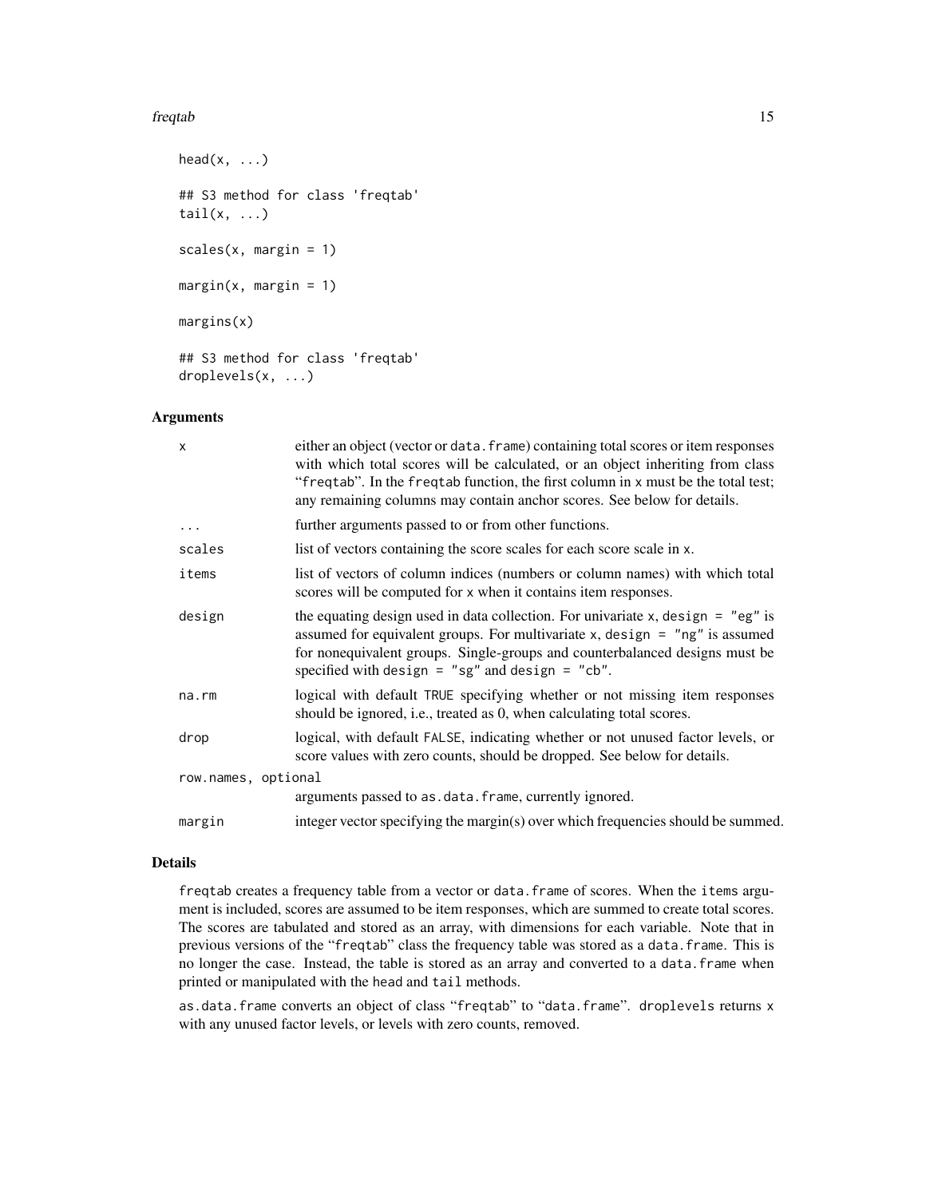```
head(x, ...)

## S3 method for class 'freqtab'
tail(x, ...)

scales(x, margin = 1)

margin(x, margin = 1)

margins(x)

## S3 method for class 'freqtab'
droplevels(x, ...)
```

## Arguments

| | |
|---|---|
| `x` | either an object (vector or `data.frame`) containing total scores or item responses with which total scores will be calculated, or an object inheriting from class "`freqtab`". In the `freqtab` function, the first column in `x` must be the total test; any remaining columns may contain anchor scores. See below for details. |
| `...` | further arguments passed to or from other functions. |
| `scales` | list of vectors containing the score scales for each score scale in `x`. |
| `items` | list of vectors of column indices (numbers or column names) with which total scores will be computed for `x` when it contains item responses. |
| `design` | the equating design used in data collection. For univariate `x`, `design = "eg"` is assumed for equivalent groups. For multivariate `x`, `design = "ng"` is assumed for nonequivalent groups. Single-groups and counterbalanced designs must be specified with `design = "sg"` and `design = "cb"`. |
| `na.rm` | logical with default `TRUE` specifying whether or not missing item responses should be ignored, i.e., treated as 0, when calculating total scores. |
| `drop` | logical, with default `FALSE`, indicating whether or not unused factor levels, or score values with zero counts, should be dropped. See below for details. |
| `row.names, optional` | arguments passed to `as.data.frame`, currently ignored. |
| `margin` | integer vector specifying the margin(s) over which frequencies should be summed. |

## Details

`freqtab` creates a frequency table from a vector or `data.frame` of scores. When the `items` argument is included, scores are assumed to be item responses, which are summed to create total scores. The scores are tabulated and stored as an array, with dimensions for each variable. Note that in previous versions of the "`freqtab`" class the frequency table was stored as a `data.frame`. This is no longer the case. Instead, the table is stored as an array and converted to a `data.frame` when printed or manipulated with the `head` and `tail` methods.

`as.data.frame` converts an object of class "`freqtab`" to "`data.frame`". `droplevels` returns `x` with any unused factor levels, or levels with zero counts, removed.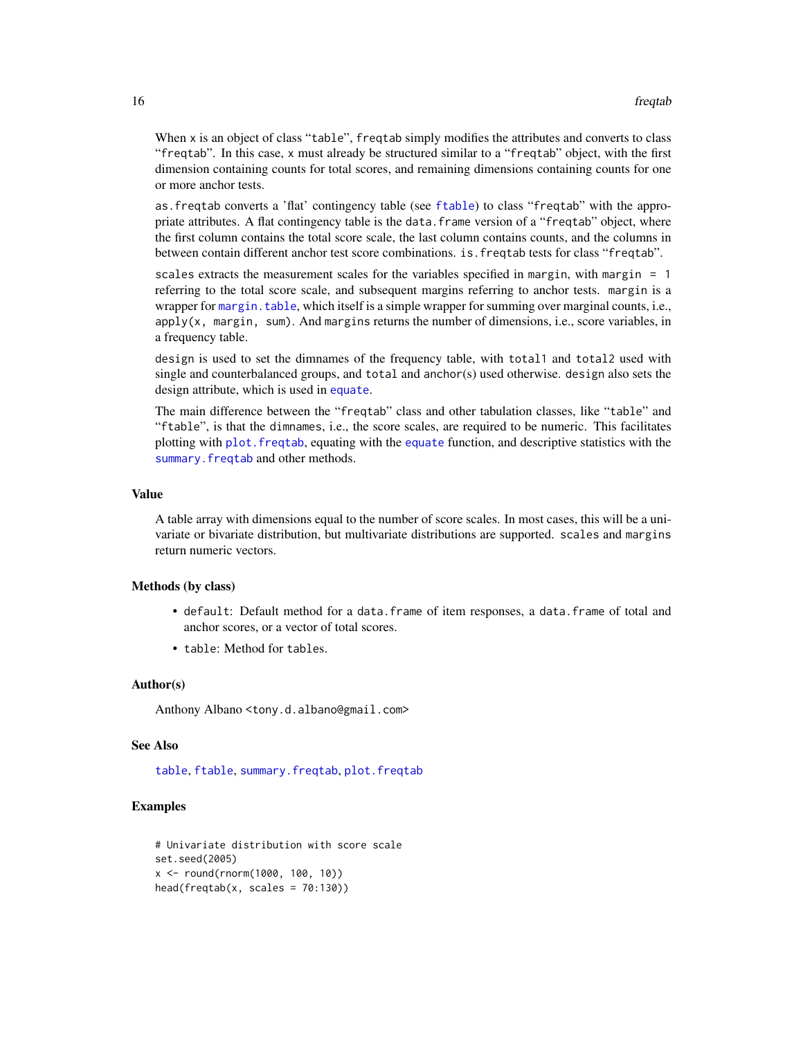When `x` is an object of class "`table`", `freqtab` simply modifies the attributes and converts to class "`freqtab`". In this case, `x` must already be structured similar to a "`freqtab`" object, with the first dimension containing counts for total scores, and remaining dimensions containing counts for one or more anchor tests.

`as.freqtab` converts a 'flat' contingency table (see `ftable`) to class "`freqtab`" with the appropriate attributes. A flat contingency table is the `data.frame` version of a "`freqtab`" object, where the first column contains the total score scale, the last column contains counts, and the columns in between contain different anchor test score combinations. `is.freqtab` tests for class "`freqtab`".

`scales` extracts the measurement scales for the variables specified in `margin`, with `margin = 1` referring to the total score scale, and subsequent margins referring to anchor tests. `margin` is a wrapper for `margin.table`, which itself is a simple wrapper for summing over marginal counts, i.e., `apply(x, margin, sum)`. And `margins` returns the number of dimensions, i.e., score variables, in a frequency table.

`design` is used to set the dimnames of the frequency table, with `total1` and `total2` used with single and counterbalanced groups, and `total` and `anchor(s)` used otherwise. `design` also sets the design attribute, which is used in `equate`.

The main difference between the "`freqtab`" class and other tabulation classes, like "`table`" and "`ftable`", is that the `dimnames`, i.e., the score scales, are required to be numeric. This facilitates plotting with `plot.freqtab`, equating with the `equate` function, and descriptive statistics with the `summary.freqtab` and other methods.

### Value

A table array with dimensions equal to the number of score scales. In most cases, this will be a univariate or bivariate distribution, but multivariate distributions are supported. `scales` and `margins` return numeric vectors.

### Methods (by class)

- `default`: Default method for a `data.frame` of item responses, a `data.frame` of total and anchor scores, or a vector of total scores.
- `table`: Method for `tables`.

### Author(s)

Anthony Albano <tony.d.albano@gmail.com>

### See Also

`table`, `ftable`, `summary.freqtab`, `plot.freqtab`

### Examples

```
# Univariate distribution with score scale
set.seed(2005)
x <- round(rnorm(1000, 100, 10))
head(freqtab(x, scales = 70:130))
```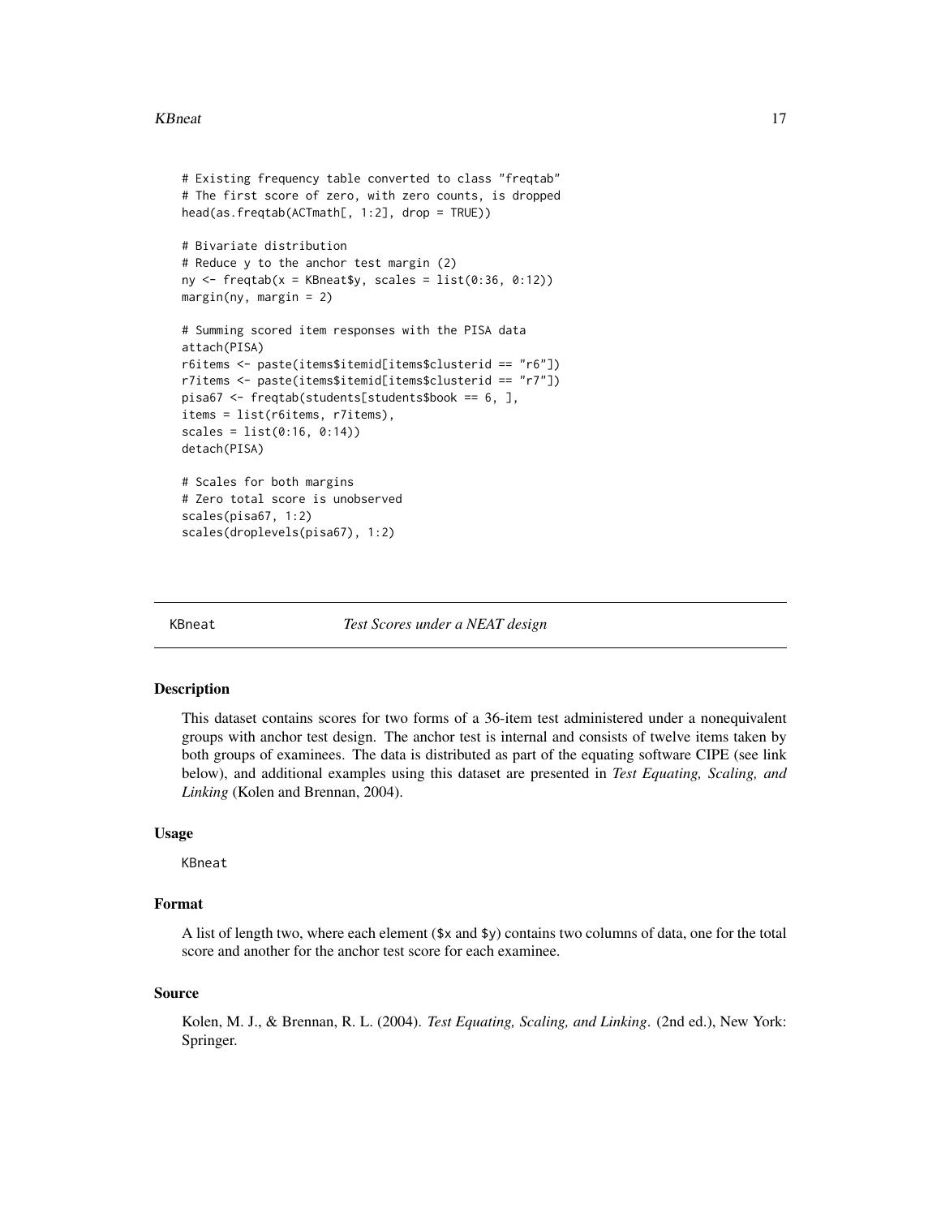```
# Existing frequency table converted to class "freqtab"
# The first score of zero, with zero counts, is dropped
head(as.freqtab(ACTmath[, 1:2], drop = TRUE))

# Bivariate distribution
# Reduce y to the anchor test margin (2)
ny <- freqtab(x = KBneat$y, scales = list(0:36, 0:12))
margin(ny, margin = 2)

# Summing scored item responses with the PISA data
attach(PISA)
r6items <- paste(items$itemid[items$clusterid == "r6"])
r7items <- paste(items$itemid[items$clusterid == "r7"])
pisa67 <- freqtab(students[students$book == 6, ],
items = list(r6items, r7items),
scales = list(0:16, 0:14))
detach(PISA)

# Scales for both margins
# Zero total score is unobserved
scales(pisa67, 1:2)
scales(droplevels(pisa67), 1:2)
```

## KBneat — *Test Scores under a NEAT design*

### Description

This dataset contains scores for two forms of a 36-item test administered under a nonequivalent groups with anchor test design. The anchor test is internal and consists of twelve items taken by both groups of examinees. The data is distributed as part of the equating software CIPE (see link below), and additional examples using this dataset are presented in *Test Equating, Scaling, and Linking* (Kolen and Brennan, 2004).

### Usage

```
KBneat
```

### Format

A list of length two, where each element ($x and $y) contains two columns of data, one for the total score and another for the anchor test score for each examinee.

### Source

Kolen, M. J., & Brennan, R. L. (2004). *Test Equating, Scaling, and Linking*. (2nd ed.), New York: Springer.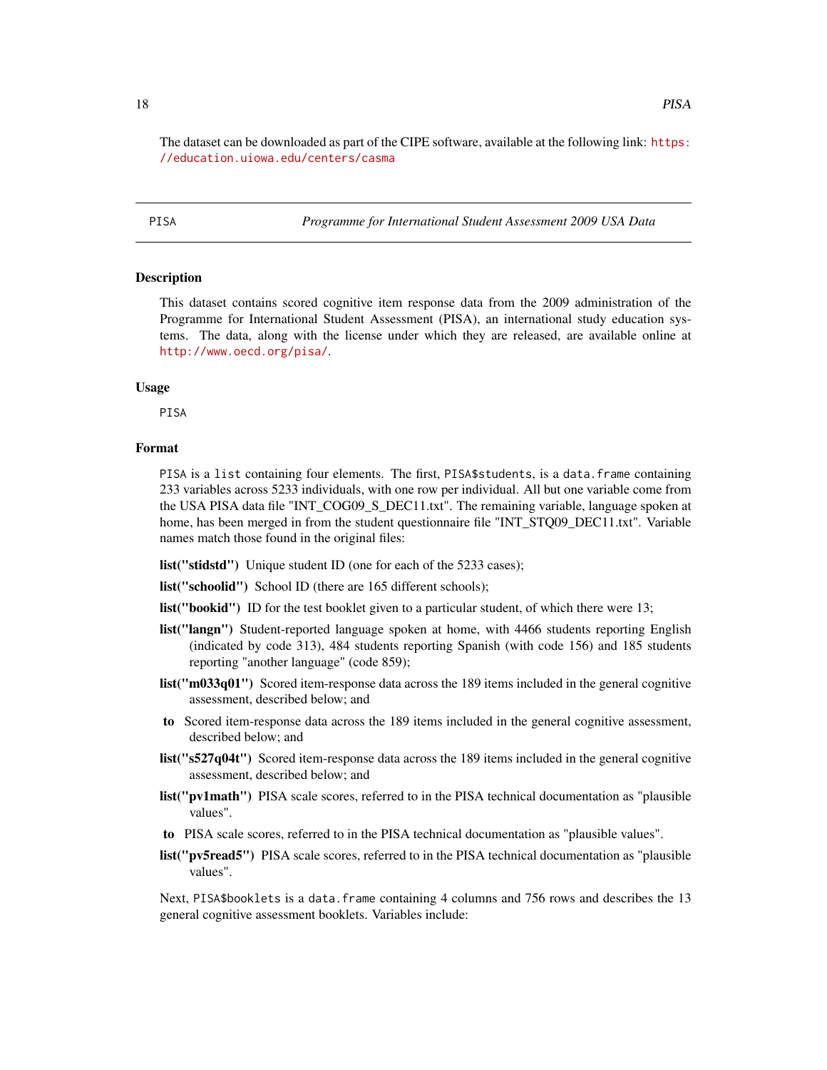The dataset can be downloaded as part of the CIPE software, available at the following link: https://education.uiowa.edu/centers/casma

---

PISA *Programme for International Student Assessment 2009 USA Data*

---

## Description

This dataset contains scored cognitive item response data from the 2009 administration of the Programme for International Student Assessment (PISA), an international study education systems. The data, along with the license under which they are released, are available online at http://www.oecd.org/pisa/.

## Usage

```
PISA
```

## Format

`PISA` is a `list` containing four elements. The first, `PISA$students`, is a `data.frame` containing 233 variables across 5233 individuals, with one row per individual. All but one variable come from the USA PISA data file "INT_COG09_S_DEC11.txt". The remaining variable, language spoken at home, has been merged in from the student questionnaire file "INT_STQ09_DEC11.txt". Variable names match those found in the original files:

- **list("stidstd")** Unique student ID (one for each of the 5233 cases);
- **list("schoolid")** School ID (there are 165 different schools);
- **list("bookid")** ID for the test booklet given to a particular student, of which there were 13;
- **list("langn")** Student-reported language spoken at home, with 4466 students reporting English (indicated by code 313), 484 students reporting Spanish (with code 156) and 185 students reporting "another language" (code 859);
- **list("m033q01")** Scored item-response data across the 189 items included in the general cognitive assessment, described below; and
- **to** Scored item-response data across the 189 items included in the general cognitive assessment, described below; and
- **list("s527q04t")** Scored item-response data across the 189 items included in the general cognitive assessment, described below; and
- **list("pv1math")** PISA scale scores, referred to in the PISA technical documentation as "plausible values".
- **to** PISA scale scores, referred to in the PISA technical documentation as "plausible values".
- **list("pv5read5")** PISA scale scores, referred to in the PISA technical documentation as "plausible values".

Next, `PISA$booklets` is a `data.frame` containing 4 columns and 756 rows and describes the 13 general cognitive assessment booklets. Variables include: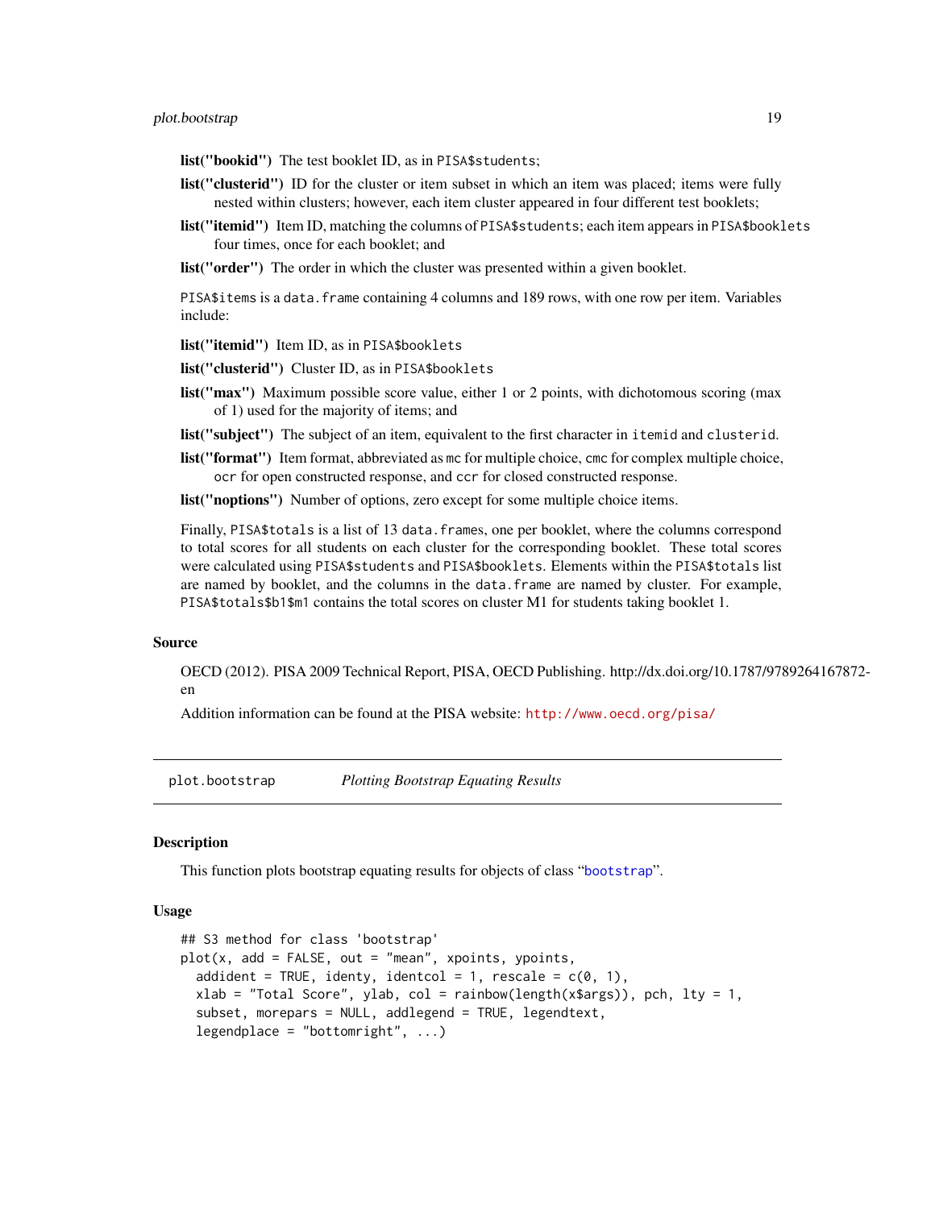**list("bookid")** The test booklet ID, as in `PISA$students`;

**list("clusterid")** ID for the cluster or item subset in which an item was placed; items were fully nested within clusters; however, each item cluster appeared in four different test booklets;

**list("itemid")** Item ID, matching the columns of `PISA$students`; each item appears in `PISA$booklets` four times, once for each booklet; and

**list("order")** The order in which the cluster was presented within a given booklet.

`PISA$items` is a `data.frame` containing 4 columns and 189 rows, with one row per item. Variables include:

**list("itemid")** Item ID, as in `PISA$booklets`

**list("clusterid")** Cluster ID, as in `PISA$booklets`

**list("max")** Maximum possible score value, either 1 or 2 points, with dichotomous scoring (max of 1) used for the majority of items; and

**list("subject")** The subject of an item, equivalent to the first character in `itemid` and `clusterid`.

**list("format")** Item format, abbreviated as `mc` for multiple choice, `cmc` for complex multiple choice, `ocr` for open constructed response, and `ccr` for closed constructed response.

**list("noptions")** Number of options, zero except for some multiple choice items.

Finally, `PISA$totals` is a list of 13 `data.frames`, one per booklet, where the columns correspond to total scores for all students on each cluster for the corresponding booklet. These total scores were calculated using `PISA$students` and `PISA$booklets`. Elements within the `PISA$totals` list are named by booklet, and the columns in the `data.frame` are named by cluster. For example, `PISA$totals$b1$m1` contains the total scores on cluster M1 for students taking booklet 1.

### Source

OECD (2012). PISA 2009 Technical Report, PISA, OECD Publishing. http://dx.doi.org/10.1787/9789264167872-en

Addition information can be found at the PISA website: http://www.oecd.org/pisa/

---

## plot.bootstrap — *Plotting Bootstrap Equating Results*

### Description

This function plots bootstrap equating results for objects of class "`bootstrap`".

### Usage

```
## S3 method for class 'bootstrap'
plot(x, add = FALSE, out = "mean", xpoints, ypoints,
  addident = TRUE, identy, identcol = 1, rescale = c(0, 1),
  xlab = "Total Score", ylab, col = rainbow(length(x$args)), pch, lty = 1,
  subset, morepars = NULL, addlegend = TRUE, legendtext,
  legendplace = "bottomright", ...)
```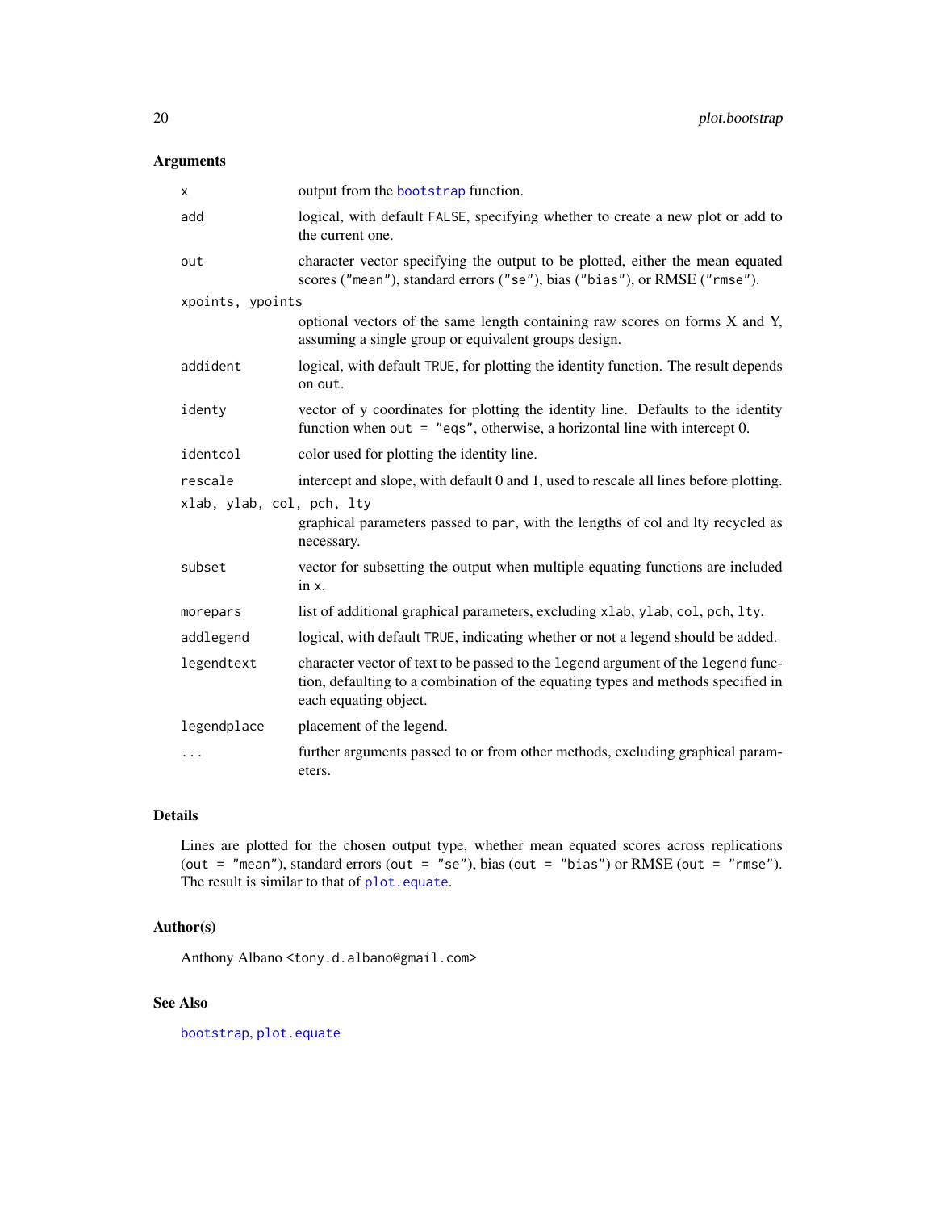### Arguments

| | |
|---|---|
| `x` | output from the `bootstrap` function. |
| `add` | logical, with default `FALSE`, specifying whether to create a new plot or add to the current one. |
| `out` | character vector specifying the output to be plotted, either the mean equated scores (`"mean"`), standard errors (`"se"`), bias (`"bias"`), or RMSE (`"rmse"`). |
| `xpoints, ypoints` | optional vectors of the same length containing raw scores on forms X and Y, assuming a single group or equivalent groups design. |
| `addident` | logical, with default `TRUE`, for plotting the identity function. The result depends on `out`. |
| `identy` | vector of y coordinates for plotting the identity line. Defaults to the identity function when `out = "eqs"`, otherwise, a horizontal line with intercept 0. |
| `identcol` | color used for plotting the identity line. |
| `rescale` | intercept and slope, with default 0 and 1, used to rescale all lines before plotting. |
| `xlab, ylab, col, pch, lty` | graphical parameters passed to `par`, with the lengths of col and lty recycled as necessary. |
| `subset` | vector for subsetting the output when multiple equating functions are included in `x`. |
| `morepars` | list of additional graphical parameters, excluding `xlab`, `ylab`, `col`, `pch`, `lty`. |
| `addlegend` | logical, with default `TRUE`, indicating whether or not a legend should be added. |
| `legendtext` | character vector of text to be passed to the `legend` argument of the `legend` function, defaulting to a combination of the equating types and methods specified in each equating object. |
| `legendplace` | placement of the legend. |
| `...` | further arguments passed to or from other methods, excluding graphical parameters. |

### Details

Lines are plotted for the chosen output type, whether mean equated scores across replications (`out = "mean"`), standard errors (`out = "se"`), bias (`out = "bias"`) or RMSE (`out = "rmse"`). The result is similar to that of `plot.equate`.

### Author(s)

Anthony Albano <tony.d.albano@gmail.com>

### See Also

`bootstrap`, `plot.equate`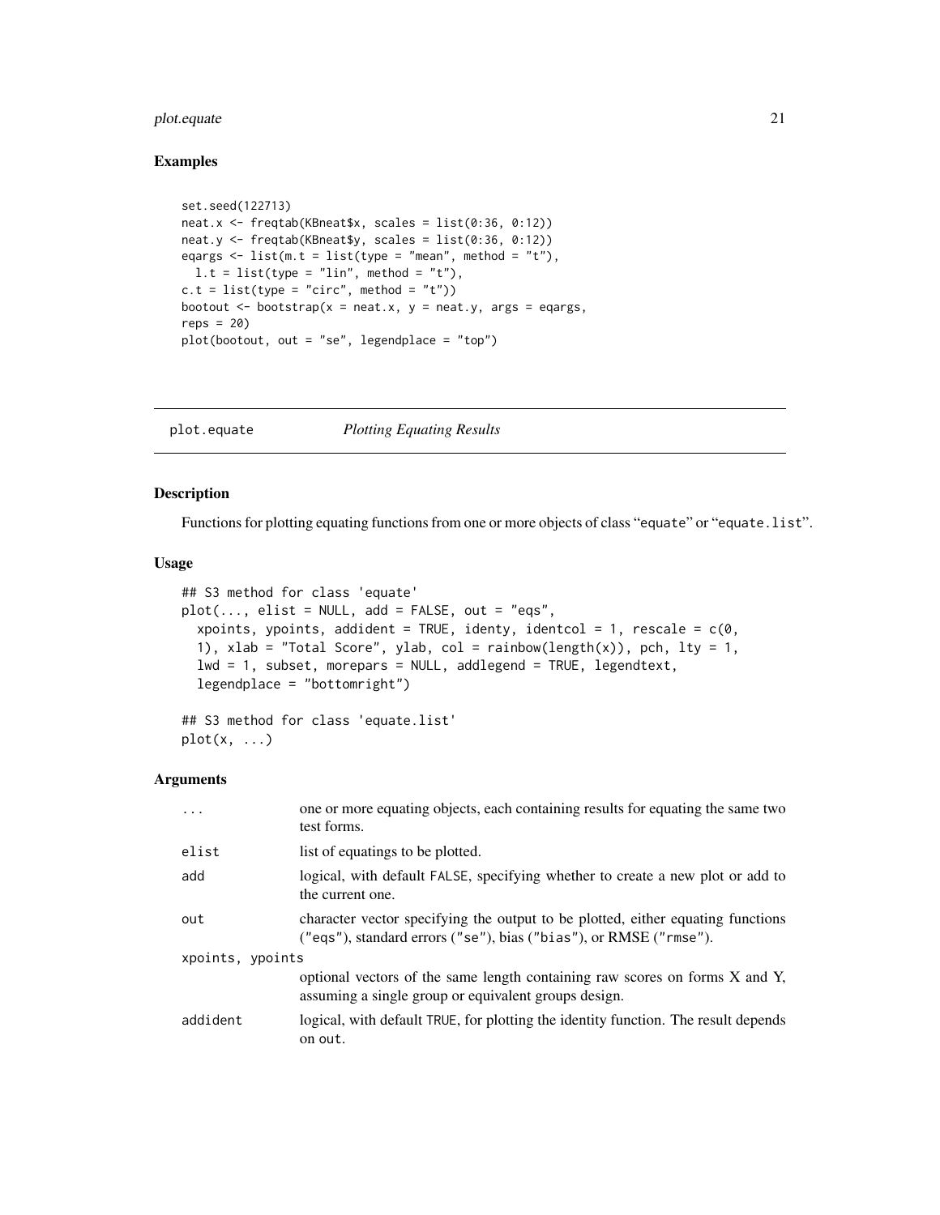## Examples

```
set.seed(122713)
neat.x <- freqtab(KBneat$x, scales = list(0:36, 0:12))
neat.y <- freqtab(KBneat$y, scales = list(0:36, 0:12))
eqargs <- list(m.t = list(type = "mean", method = "t"),
  l.t = list(type = "lin", method = "t"),
c.t = list(type = "circ", method = "t"))
bootout <- bootstrap(x = neat.x, y = neat.y, args = eqargs,
reps = 20)
plot(bootout, out = "se", legendplace = "top")
```

---

plot.equate    *Plotting Equating Results*

---

## Description

Functions for plotting equating functions from one or more objects of class "equate" or "equate.list".

## Usage

```
## S3 method for class 'equate'
plot(..., elist = NULL, add = FALSE, out = "eqs",
  xpoints, ypoints, addident = TRUE, identy, identcol = 1, rescale = c(0,
  1), xlab = "Total Score", ylab, col = rainbow(length(x)), pch, lty = 1,
  lwd = 1, subset, morepars = NULL, addlegend = TRUE, legendtext,
  legendplace = "bottomright")

## S3 method for class 'equate.list'
plot(x, ...)
```

## Arguments

| | |
|---|---|
| `...` | one or more equating objects, each containing results for equating the same two test forms. |
| `elist` | list of equatings to be plotted. |
| `add` | logical, with default `FALSE`, specifying whether to create a new plot or add to the current one. |
| `out` | character vector specifying the output to be plotted, either equating functions (`"eqs"`), standard errors (`"se"`), bias (`"bias"`), or RMSE (`"rmse"`). |
| `xpoints, ypoints` | optional vectors of the same length containing raw scores on forms X and Y, assuming a single group or equivalent groups design. |
| `addident` | logical, with default `TRUE`, for plotting the identity function. The result depends on `out`. |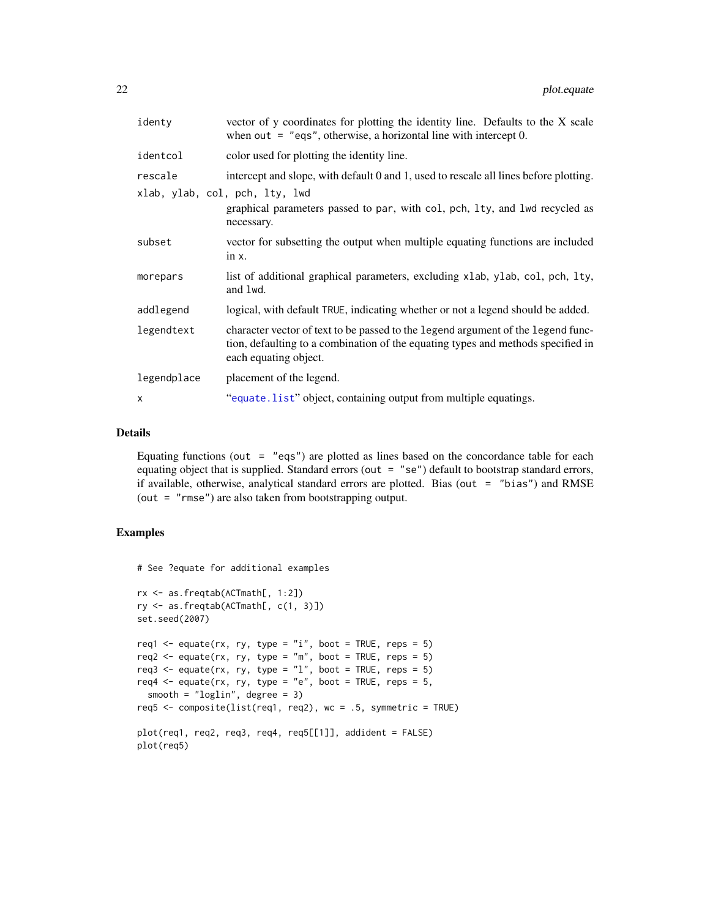| | |
|---|---|
| identy | vector of y coordinates for plotting the identity line. Defaults to the X scale when `out = "eqs"`, otherwise, a horizontal line with intercept 0. |
| identcol | color used for plotting the identity line. |
| rescale | intercept and slope, with default 0 and 1, used to rescale all lines before plotting. |
| xlab, ylab, col, pch, lty, lwd | graphical parameters passed to `par`, with `col`, `pch`, `lty`, and `lwd` recycled as necessary. |
| subset | vector for subsetting the output when multiple equating functions are included in `x`. |
| morepars | list of additional graphical parameters, excluding `xlab`, `ylab`, `col`, `pch`, `lty`, and `lwd`. |
| addlegend | logical, with default `TRUE`, indicating whether or not a legend should be added. |
| legendtext | character vector of text to be passed to the `legend` argument of the `legend` function, defaulting to a combination of the equating types and methods specified in each equating object. |
| legendplace | placement of the legend. |
| x | "`equate.list`" object, containing output from multiple equatings. |

## Details

Equating functions (`out = "eqs"`) are plotted as lines based on the concordance table for each equating object that is supplied. Standard errors (`out = "se"`) default to bootstrap standard errors, if available, otherwise, analytical standard errors are plotted. Bias (`out = "bias"`) and RMSE (`out = "rmse"`) are also taken from bootstrapping output.

## Examples

```
# See ?equate for additional examples

rx <- as.freqtab(ACTmath[, 1:2])
ry <- as.freqtab(ACTmath[, c(1, 3)])
set.seed(2007)

req1 <- equate(rx, ry, type = "i", boot = TRUE, reps = 5)
req2 <- equate(rx, ry, type = "m", boot = TRUE, reps = 5)
req3 <- equate(rx, ry, type = "l", boot = TRUE, reps = 5)
req4 <- equate(rx, ry, type = "e", boot = TRUE, reps = 5,
  smooth = "loglin", degree = 3)
req5 <- composite(list(req1, req2), wc = .5, symmetric = TRUE)

plot(req1, req2, req3, req4, req5[[1]], addident = FALSE)
plot(req5)
```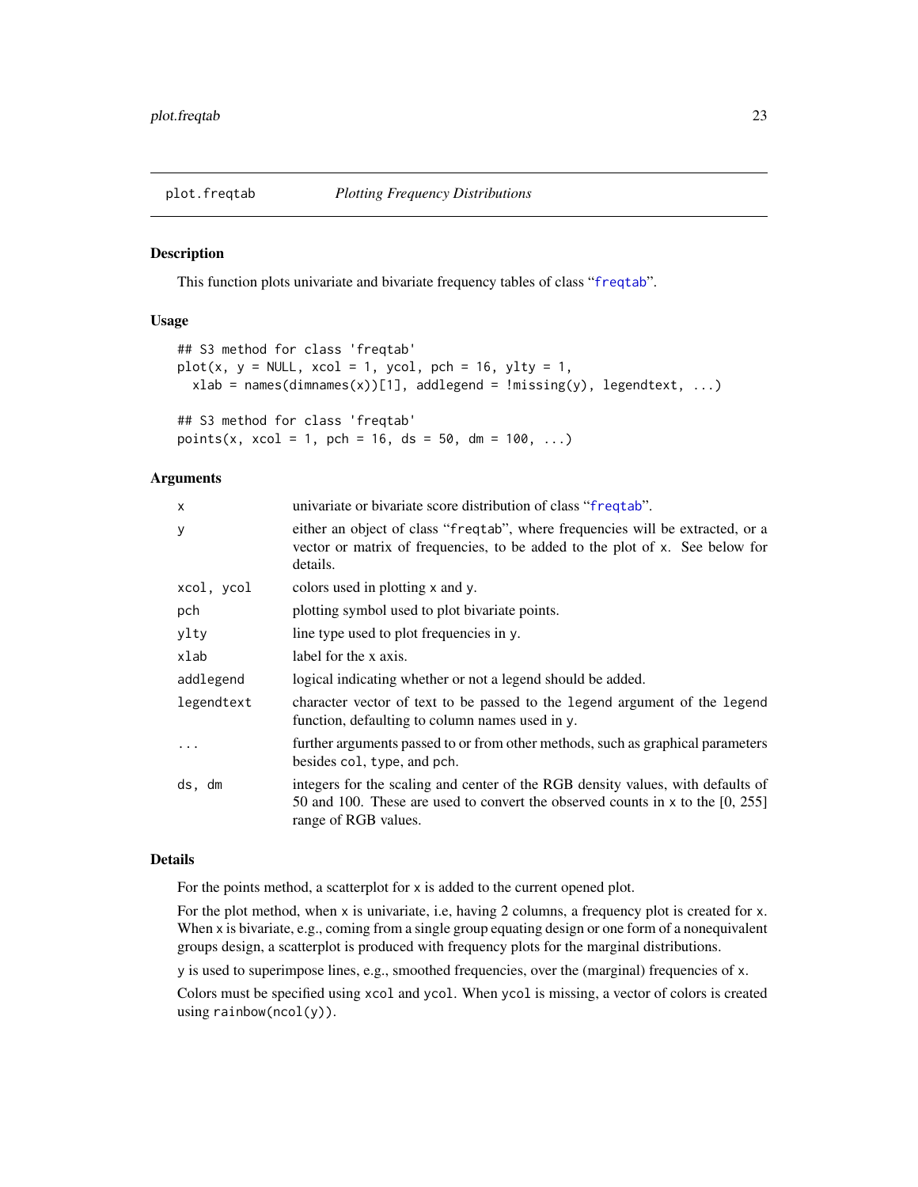## plot.freqtab — *Plotting Frequency Distributions*

### Description

This function plots univariate and bivariate frequency tables of class "freqtab".

### Usage

```
## S3 method for class 'freqtab'
plot(x, y = NULL, xcol = 1, ycol, pch = 16, ylty = 1,
  xlab = names(dimnames(x))[1], addlegend = !missing(y), legendtext, ...)

## S3 method for class 'freqtab'
points(x, xcol = 1, pch = 16, ds = 50, dm = 100, ...)
```

### Arguments

| | |
|---|---|
| `x` | univariate or bivariate score distribution of class "freqtab". |
| `y` | either an object of class "freqtab", where frequencies will be extracted, or a vector or matrix of frequencies, to be added to the plot of `x`. See below for details. |
| `xcol, ycol` | colors used in plotting `x` and `y`. |
| `pch` | plotting symbol used to plot bivariate points. |
| `ylty` | line type used to plot frequencies in `y`. |
| `xlab` | label for the x axis. |
| `addlegend` | logical indicating whether or not a legend should be added. |
| `legendtext` | character vector of text to be passed to the `legend` argument of the `legend` function, defaulting to column names used in `y`. |
| `...` | further arguments passed to or from other methods, such as graphical parameters besides `col`, `type`, and `pch`. |
| `ds, dm` | integers for the scaling and center of the RGB density values, with defaults of 50 and 100. These are used to convert the observed counts in `x` to the [0, 255] range of RGB values. |

### Details

For the points method, a scatterplot for `x` is added to the current opened plot.

For the plot method, when `x` is univariate, i.e, having 2 columns, a frequency plot is created for `x`. When `x` is bivariate, e.g., coming from a single group equating design or one form of a nonequivalent groups design, a scatterplot is produced with frequency plots for the marginal distributions.

`y` is used to superimpose lines, e.g., smoothed frequencies, over the (marginal) frequencies of `x`.

Colors must be specified using `xcol` and `ycol`. When `ycol` is missing, a vector of colors is created using `rainbow(ncol(y))`.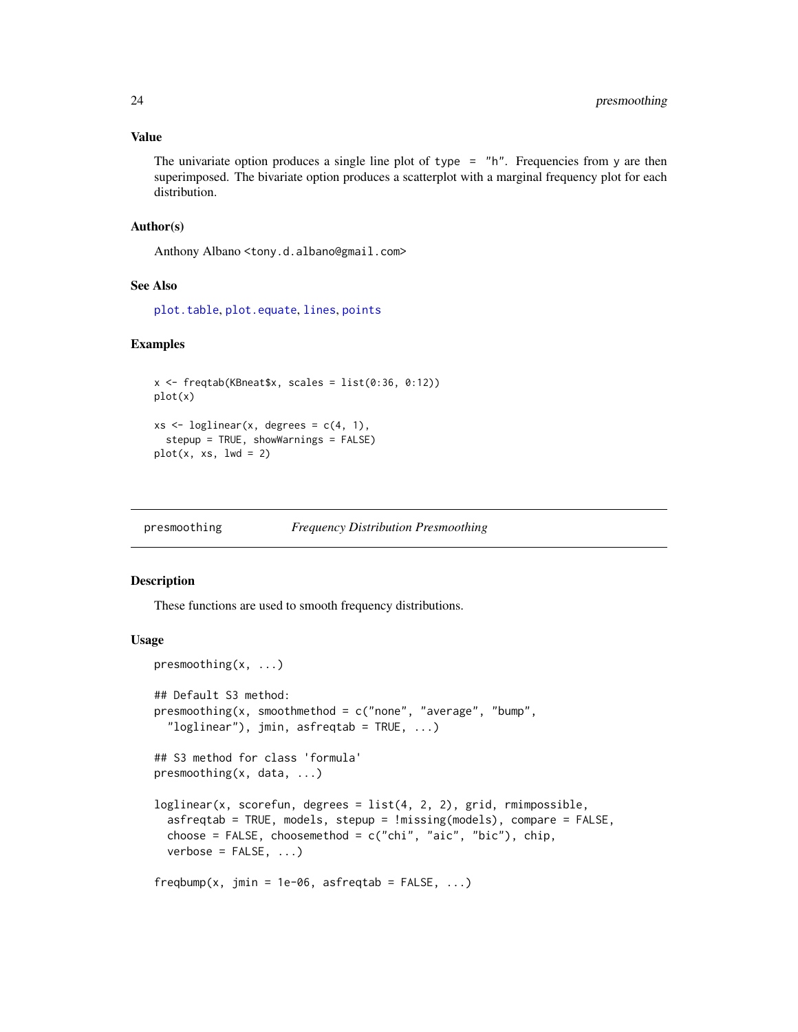### Value

The univariate option produces a single line plot of `type = "h"`. Frequencies from `y` are then superimposed. The bivariate option produces a scatterplot with a marginal frequency plot for each distribution.

### Author(s)

Anthony Albano <tony.d.albano@gmail.com>

### See Also

`plot.table`, `plot.equate`, `lines`, `points`

### Examples

```
x <- freqtab(KBneat$x, scales = list(0:36, 0:12))
plot(x)

xs <- loglinear(x, degrees = c(4, 1),
  stepup = TRUE, showWarnings = FALSE)
plot(x, xs, lwd = 2)
```

---

## presmoothing *Frequency Distribution Presmoothing*

### Description

These functions are used to smooth frequency distributions.

### Usage

```
presmoothing(x, ...)

## Default S3 method:
presmoothing(x, smoothmethod = c("none", "average", "bump",
  "loglinear"), jmin, asfreqtab = TRUE, ...)

## S3 method for class 'formula'
presmoothing(x, data, ...)

loglinear(x, scorefun, degrees = list(4, 2, 2), grid, rmimpossible,
  asfreqtab = TRUE, models, stepup = !missing(models), compare = FALSE,
  choose = FALSE, choosemethod = c("chi", "aic", "bic"), chip,
  verbose = FALSE, ...)

freqbump(x, jmin = 1e-06, asfreqtab = FALSE, ...)
```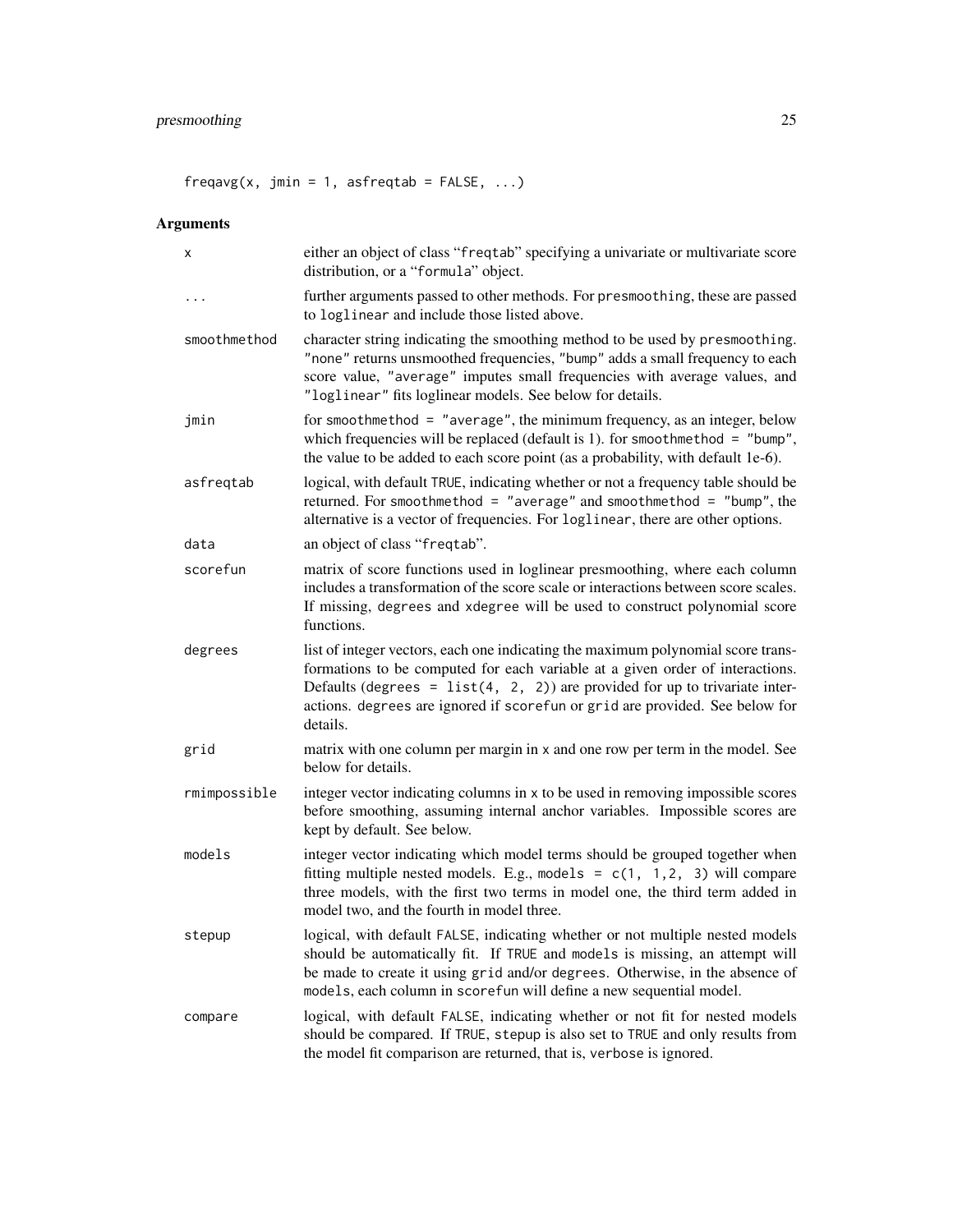```
freqavg(x, jmin = 1, asfreqtab = FALSE, ...)
```

## Arguments

| | |
|---|---|
| `x` | either an object of class "freqtab" specifying a univariate or multivariate score distribution, or a "formula" object. |
| `...` | further arguments passed to other methods. For presmoothing, these are passed to loglinear and include those listed above. |
| `smoothmethod` | character string indicating the smoothing method to be used by presmoothing. "none" returns unsmoothed frequencies, "bump" adds a small frequency to each score value, "average" imputes small frequencies with average values, and "loglinear" fits loglinear models. See below for details. |
| `jmin` | for smoothmethod = "average", the minimum frequency, as an integer, below which frequencies will be replaced (default is 1). for smoothmethod = "bump", the value to be added to each score point (as a probability, with default 1e-6). |
| `asfreqtab` | logical, with default TRUE, indicating whether or not a frequency table should be returned. For smoothmethod = "average" and smoothmethod = "bump", the alternative is a vector of frequencies. For loglinear, there are other options. |
| `data` | an object of class "freqtab". |
| `scorefun` | matrix of score functions used in loglinear presmoothing, where each column includes a transformation of the score scale or interactions between score scales. If missing, degrees and xdegree will be used to construct polynomial score functions. |
| `degrees` | list of integer vectors, each one indicating the maximum polynomial score transformations to be computed for each variable at a given order of interactions. Defaults (degrees = list(4, 2, 2)) are provided for up to trivariate interactions. degrees are ignored if scorefun or grid are provided. See below for details. |
| `grid` | matrix with one column per margin in x and one row per term in the model. See below for details. |
| `rmimpossible` | integer vector indicating columns in x to be used in removing impossible scores before smoothing, assuming internal anchor variables. Impossible scores are kept by default. See below. |
| `models` | integer vector indicating which model terms should be grouped together when fitting multiple nested models. E.g., models = c(1, 1,2, 3) will compare three models, with the first two terms in model one, the third term added in model two, and the fourth in model three. |
| `stepup` | logical, with default FALSE, indicating whether or not multiple nested models should be automatically fit. If TRUE and models is missing, an attempt will be made to create it using grid and/or degrees. Otherwise, in the absence of models, each column in scorefun will define a new sequential model. |
| `compare` | logical, with default FALSE, indicating whether or not fit for nested models should be compared. If TRUE, stepup is also set to TRUE and only results from the model fit comparison are returned, that is, verbose is ignored. |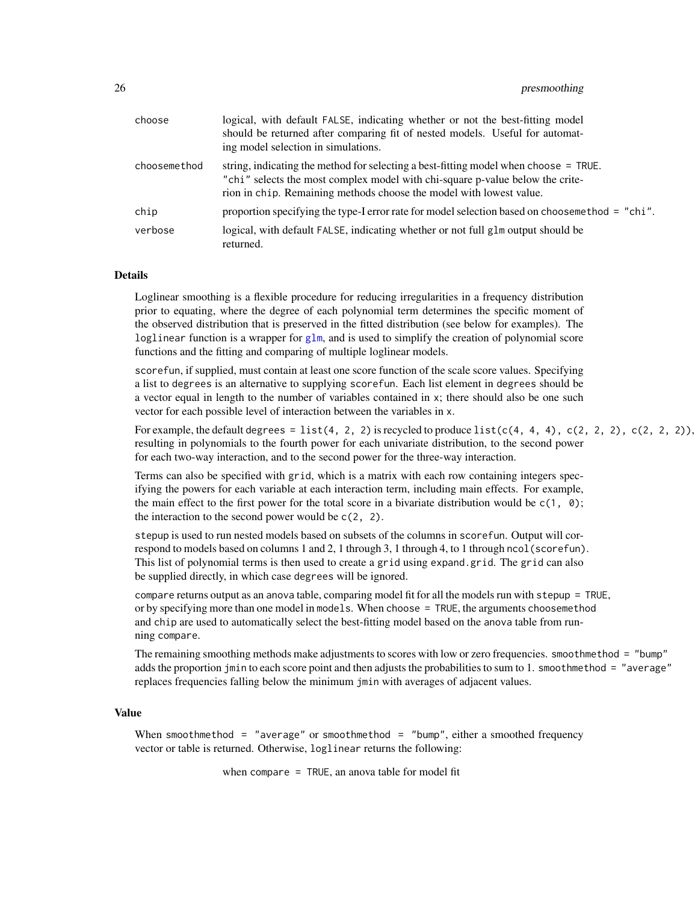| | |
|---|---|
| choose | logical, with default FALSE, indicating whether or not the best-fitting model should be returned after comparing fit of nested models. Useful for automating model selection in simulations. |
| choosemethod | string, indicating the method for selecting a best-fitting model when choose = TRUE. "chi" selects the most complex model with chi-square p-value below the criterion in chip. Remaining methods choose the model with lowest value. |
| chip | proportion specifying the type-I error rate for model selection based on choosemethod = "chi". |
| verbose | logical, with default FALSE, indicating whether or not full glm output should be returned. |

### Details

Loglinear smoothing is a flexible procedure for reducing irregularities in a frequency distribution prior to equating, where the degree of each polynomial term determines the specific moment of the observed distribution that is preserved in the fitted distribution (see below for examples). The loglinear function is a wrapper for glm, and is used to simplify the creation of polynomial score functions and the fitting and comparing of multiple loglinear models.

scorefun, if supplied, must contain at least one score function of the scale score values. Specifying a list to degrees is an alternative to supplying scorefun. Each list element in degrees should be a vector equal in length to the number of variables contained in x; there should also be one such vector for each possible level of interaction between the variables in x.

For example, the default degrees = list(4, 2, 2) is recycled to produce list(c(4, 4, 4), c(2, 2, 2), c(2, 2, 2)), resulting in polynomials to the fourth power for each univariate distribution, to the second power for each two-way interaction, and to the second power for the three-way interaction.

Terms can also be specified with grid, which is a matrix with each row containing integers specifying the powers for each variable at each interaction term, including main effects. For example, the main effect to the first power for the total score in a bivariate distribution would be c(1, 0); the interaction to the second power would be c(2, 2).

stepup is used to run nested models based on subsets of the columns in scorefun. Output will correspond to models based on columns 1 and 2, 1 through 3, 1 through 4, to 1 through ncol(scorefun). This list of polynomial terms is then used to create a grid using expand.grid. The grid can also be supplied directly, in which case degrees will be ignored.

compare returns output as an anova table, comparing model fit for all the models run with stepup = TRUE, or by specifying more than one model in models. When choose = TRUE, the arguments choosemethod and chip are used to automatically select the best-fitting model based on the anova table from running compare.

The remaining smoothing methods make adjustments to scores with low or zero frequencies. smoothmethod = "bump" adds the proportion jmin to each score point and then adjusts the probabilities to sum to 1. smoothmethod = "average" replaces frequencies falling below the minimum jmin with averages of adjacent values.

### Value

When smoothmethod = "average" or smoothmethod = "bump", either a smoothed frequency vector or table is returned. Otherwise, loglinear returns the following:

when compare = TRUE, an anova table for model fit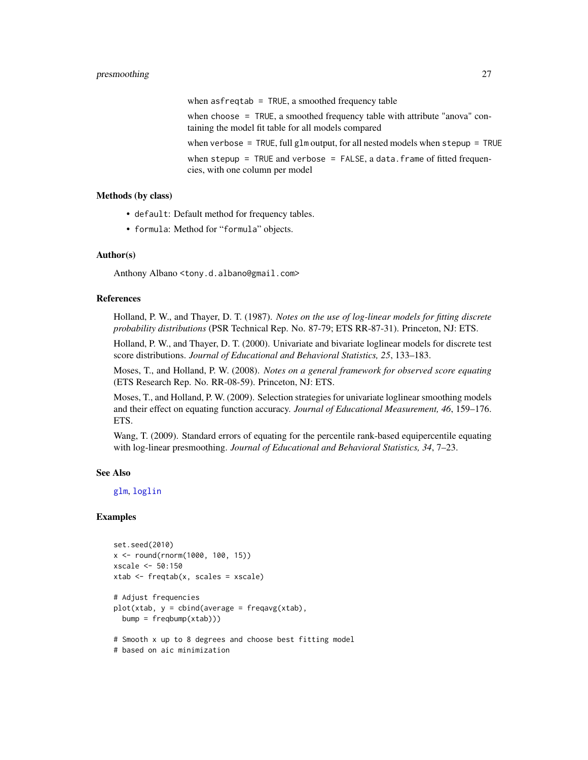when `asfreqtab = TRUE`, a smoothed frequency table

when `choose = TRUE`, a smoothed frequency table with attribute "anova" containing the model fit table for all models compared

when `verbose = TRUE`, full `glm` output, for all nested models when `stepup = TRUE`

when `stepup = TRUE` and `verbose = FALSE`, a `data.frame` of fitted frequencies, with one column per model

### Methods (by class)

- `default`: Default method for frequency tables.
- `formula`: Method for "`formula`" objects.

### Author(s)

Anthony Albano <tony.d.albano@gmail.com>

### References

Holland, P. W., and Thayer, D. T. (1987). *Notes on the use of log-linear models for fitting discrete probability distributions* (PSR Technical Rep. No. 87-79; ETS RR-87-31). Princeton, NJ: ETS.

Holland, P. W., and Thayer, D. T. (2000). Univariate and bivariate loglinear models for discrete test score distributions. *Journal of Educational and Behavioral Statistics, 25*, 133–183.

Moses, T., and Holland, P. W. (2008). *Notes on a general framework for observed score equating* (ETS Research Rep. No. RR-08-59). Princeton, NJ: ETS.

Moses, T., and Holland, P. W. (2009). Selection strategies for univariate loglinear smoothing models and their effect on equating function accuracy. *Journal of Educational Measurement, 46*, 159–176. ETS.

Wang, T. (2009). Standard errors of equating for the percentile rank-based equipercentile equating with log-linear presmoothing. *Journal of Educational and Behavioral Statistics, 34*, 7–23.

### See Also

`glm`, `loglin`

### Examples

```
set.seed(2010)
x <- round(rnorm(1000, 100, 15))
xscale <- 50:150
xtab <- freqtab(x, scales = xscale)

# Adjust frequencies
plot(xtab, y = cbind(average = freqavg(xtab),
  bump = freqbump(xtab)))

# Smooth x up to 8 degrees and choose best fitting model
# based on aic minimization
```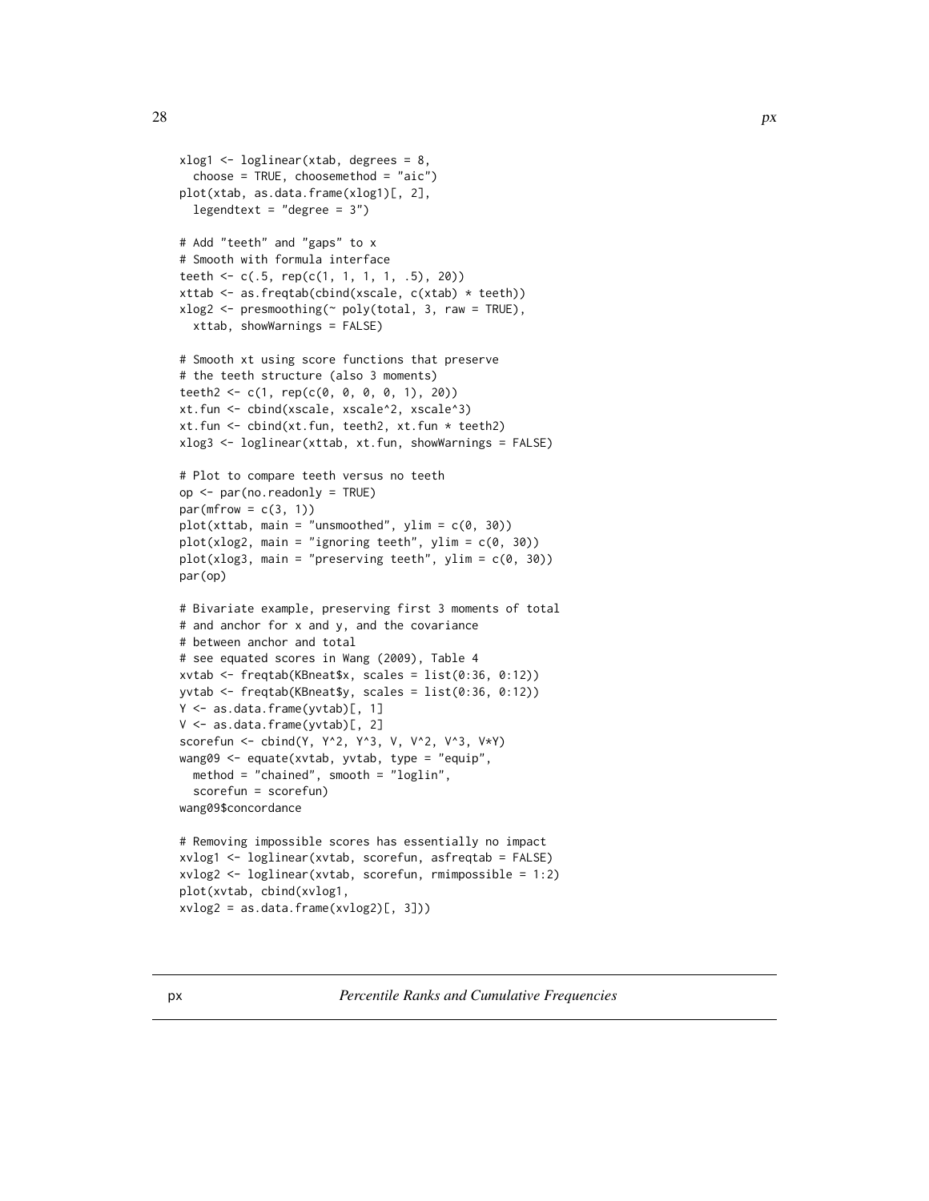```
xlog1 <- loglinear(xtab, degrees = 8,
  choose = TRUE, choosemethod = "aic")
plot(xtab, as.data.frame(xlog1)[, 2],
  legendtext = "degree = 3")

# Add "teeth" and "gaps" to x
# Smooth with formula interface
teeth <- c(.5, rep(c(1, 1, 1, 1, .5), 20))
xttab <- as.freqtab(cbind(xscale, c(xtab) * teeth))
xlog2 <- presmoothing(~ poly(total, 3, raw = TRUE),
  xttab, showWarnings = FALSE)

# Smooth xt using score functions that preserve
# the teeth structure (also 3 moments)
teeth2 <- c(1, rep(c(0, 0, 0, 0, 1), 20))
xt.fun <- cbind(xscale, xscale^2, xscale^3)
xt.fun <- cbind(xt.fun, teeth2, xt.fun * teeth2)
xlog3 <- loglinear(xttab, xt.fun, showWarnings = FALSE)

# Plot to compare teeth versus no teeth
op <- par(no.readonly = TRUE)
par(mfrow = c(3, 1))
plot(xttab, main = "unsmoothed", ylim = c(0, 30))
plot(xlog2, main = "ignoring teeth", ylim = c(0, 30))
plot(xlog3, main = "preserving teeth", ylim = c(0, 30))
par(op)

# Bivariate example, preserving first 3 moments of total
# and anchor for x and y, and the covariance
# between anchor and total
# see equated scores in Wang (2009), Table 4
xvtab <- freqtab(KBneat$x, scales = list(0:36, 0:12))
yvtab <- freqtab(KBneat$y, scales = list(0:36, 0:12))
Y <- as.data.frame(yvtab)[, 1]
V <- as.data.frame(yvtab)[, 2]
scorefun <- cbind(Y, Y^2, Y^3, V, V^2, V^3, V*Y)
wang09 <- equate(xvtab, yvtab, type = "equip",
  method = "chained", smooth = "loglin",
  scorefun = scorefun)
wang09$concordance

# Removing impossible scores has essentially no impact
xvlog1 <- loglinear(xvtab, scorefun, asfreqtab = FALSE)
xvlog2 <- loglinear(xvtab, scorefun, rmimpossible = 1:2)
plot(xvtab, cbind(xvlog1,
xvlog2 = as.data.frame(xvlog2)[, 3]))
```

## px *Percentile Ranks and Cumulative Frequencies*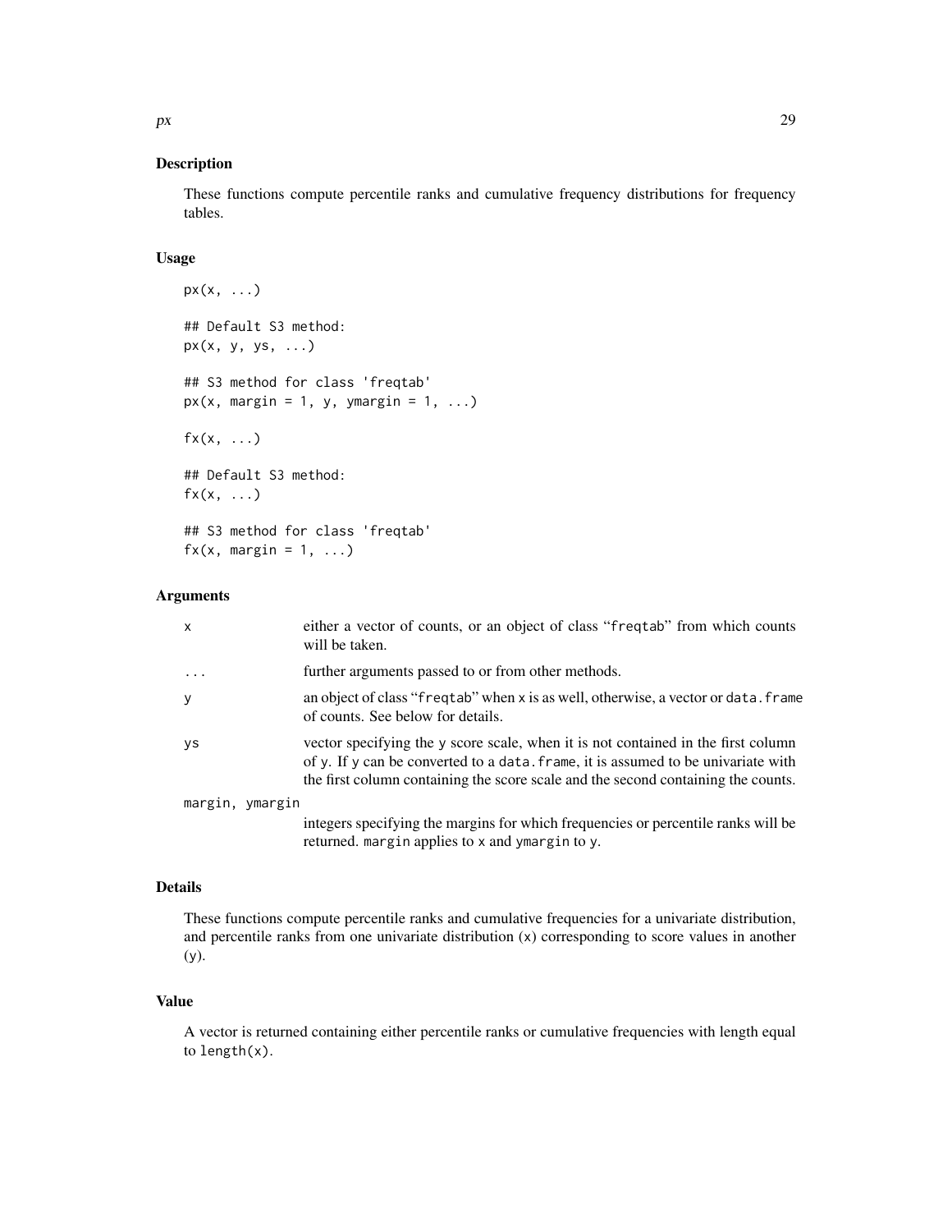## Description

These functions compute percentile ranks and cumulative frequency distributions for frequency tables.

## Usage

```
px(x, ...)

## Default S3 method:
px(x, y, ys, ...)

## S3 method for class 'freqtab'
px(x, margin = 1, y, ymargin = 1, ...)

fx(x, ...)

## Default S3 method:
fx(x, ...)

## S3 method for class 'freqtab'
fx(x, margin = 1, ...)
```

## Arguments

| | |
|---|---|
| `x` | either a vector of counts, or an object of class "`freqtab`" from which counts will be taken. |
| `...` | further arguments passed to or from other methods. |
| `y` | an object of class "`freqtab`" when `x` is as well, otherwise, a vector or `data.frame` of counts. See below for details. |
| `ys` | vector specifying the `y` score scale, when it is not contained in the first column of `y`. If `y` can be converted to a `data.frame`, it is assumed to be univariate with the first column containing the score scale and the second containing the counts. |
| `margin, ymargin` | integers specifying the margins for which frequencies or percentile ranks will be returned. `margin` applies to `x` and `ymargin` to `y`. |

## Details

These functions compute percentile ranks and cumulative frequencies for a univariate distribution, and percentile ranks from one univariate distribution (`x`) corresponding to score values in another (`y`).

## Value

A vector is returned containing either percentile ranks or cumulative frequencies with length equal to `length(x)`.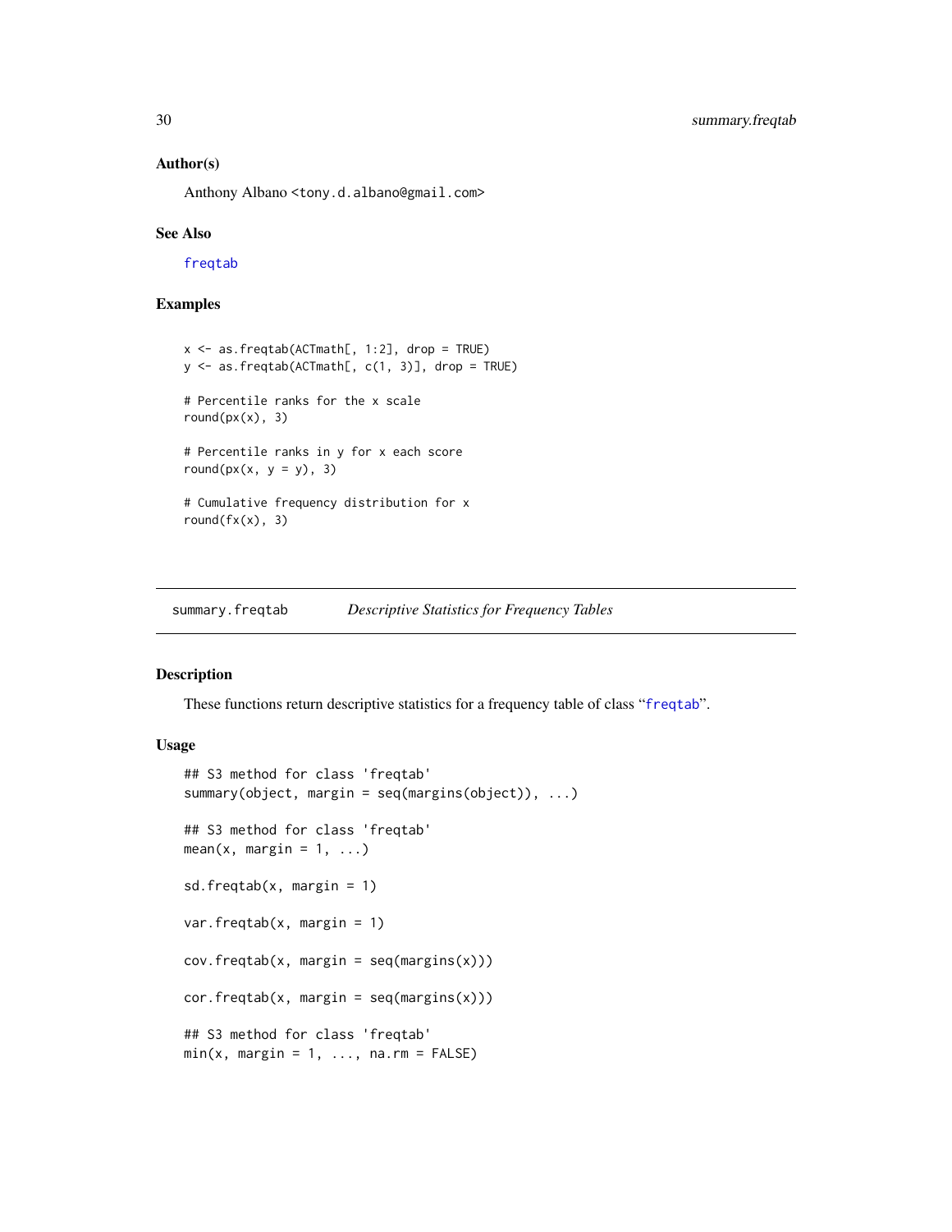### Author(s)

Anthony Albano <tony.d.albano@gmail.com>

### See Also

freqtab

### Examples

```
x <- as.freqtab(ACTmath[, 1:2], drop = TRUE)
y <- as.freqtab(ACTmath[, c(1, 3)], drop = TRUE)

# Percentile ranks for the x scale
round(px(x), 3)

# Percentile ranks in y for x each score
round(px(x, y = y), 3)

# Cumulative frequency distribution for x
round(fx(x), 3)
```

---

## summary.freqtab — *Descriptive Statistics for Frequency Tables*

---

### Description

These functions return descriptive statistics for a frequency table of class "freqtab".

### Usage

```
## S3 method for class 'freqtab'
summary(object, margin = seq(margins(object)), ...)

## S3 method for class 'freqtab'
mean(x, margin = 1, ...)

sd.freqtab(x, margin = 1)

var.freqtab(x, margin = 1)

cov.freqtab(x, margin = seq(margins(x)))

cor.freqtab(x, margin = seq(margins(x)))

## S3 method for class 'freqtab'
min(x, margin = 1, ..., na.rm = FALSE)
```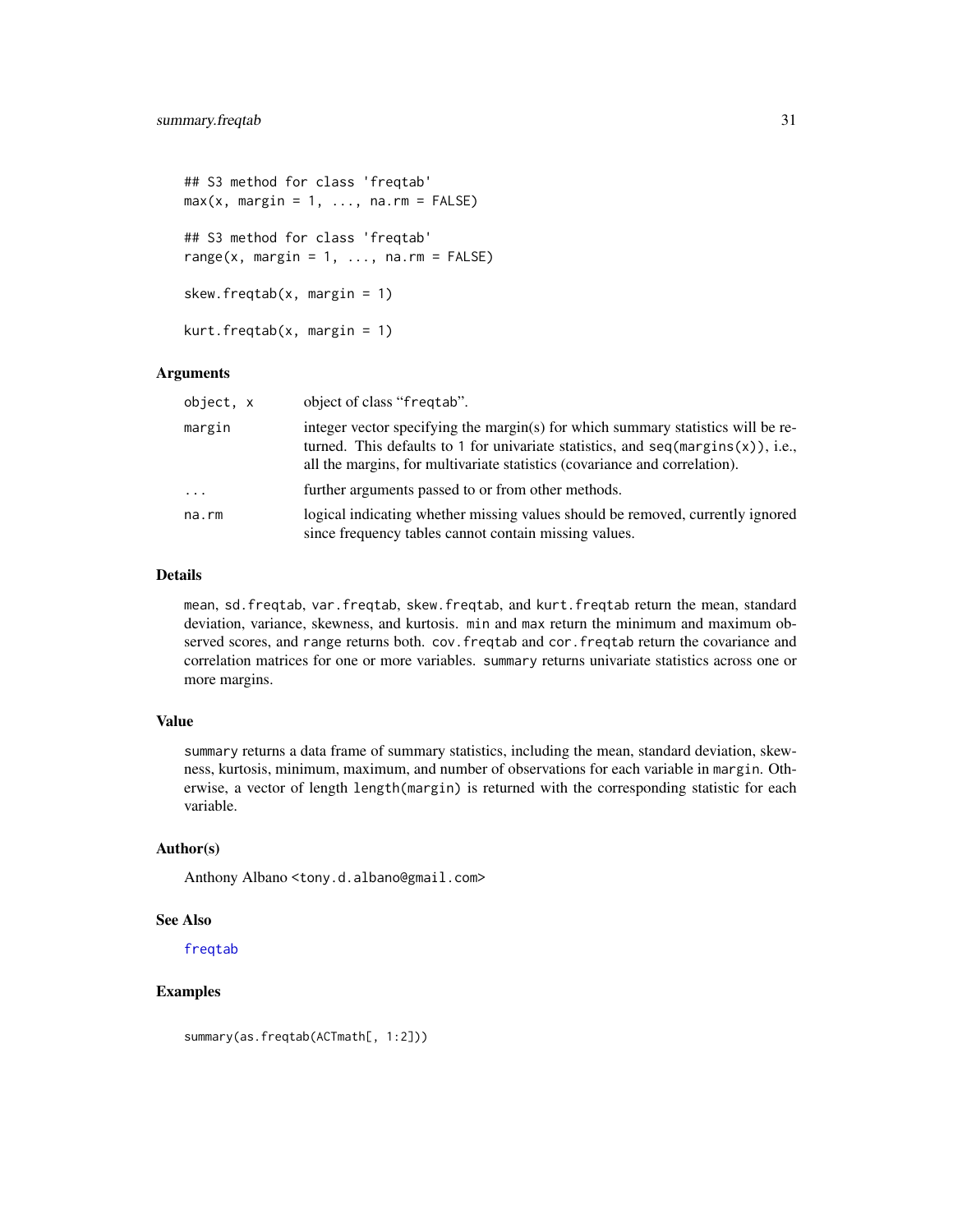```
## S3 method for class 'freqtab'
max(x, margin = 1, ..., na.rm = FALSE)

## S3 method for class 'freqtab'
range(x, margin = 1, ..., na.rm = FALSE)

skew.freqtab(x, margin = 1)

kurt.freqtab(x, margin = 1)
```

## Arguments

| | |
|---|---|
| `object, x` | object of class "freqtab". |
| `margin` | integer vector specifying the margin(s) for which summary statistics will be returned. This defaults to 1 for univariate statistics, and `seq(margins(x))`, i.e., all the margins, for multivariate statistics (covariance and correlation). |
| `...` | further arguments passed to or from other methods. |
| `na.rm` | logical indicating whether missing values should be removed, currently ignored since frequency tables cannot contain missing values. |

## Details

`mean`, `sd.freqtab`, `var.freqtab`, `skew.freqtab`, and `kurt.freqtab` return the mean, standard deviation, variance, skewness, and kurtosis. `min` and `max` return the minimum and maximum observed scores, and `range` returns both. `cov.freqtab` and `cor.freqtab` return the covariance and correlation matrices for one or more variables. `summary` returns univariate statistics across one or more margins.

## Value

`summary` returns a data frame of summary statistics, including the mean, standard deviation, skewness, kurtosis, minimum, maximum, and number of observations for each variable in `margin`. Otherwise, a vector of length `length(margin)` is returned with the corresponding statistic for each variable.

## Author(s)

Anthony Albano <tony.d.albano@gmail.com>

## See Also

freqtab

## Examples

```
summary(as.freqtab(ACTmath[, 1:2]))
```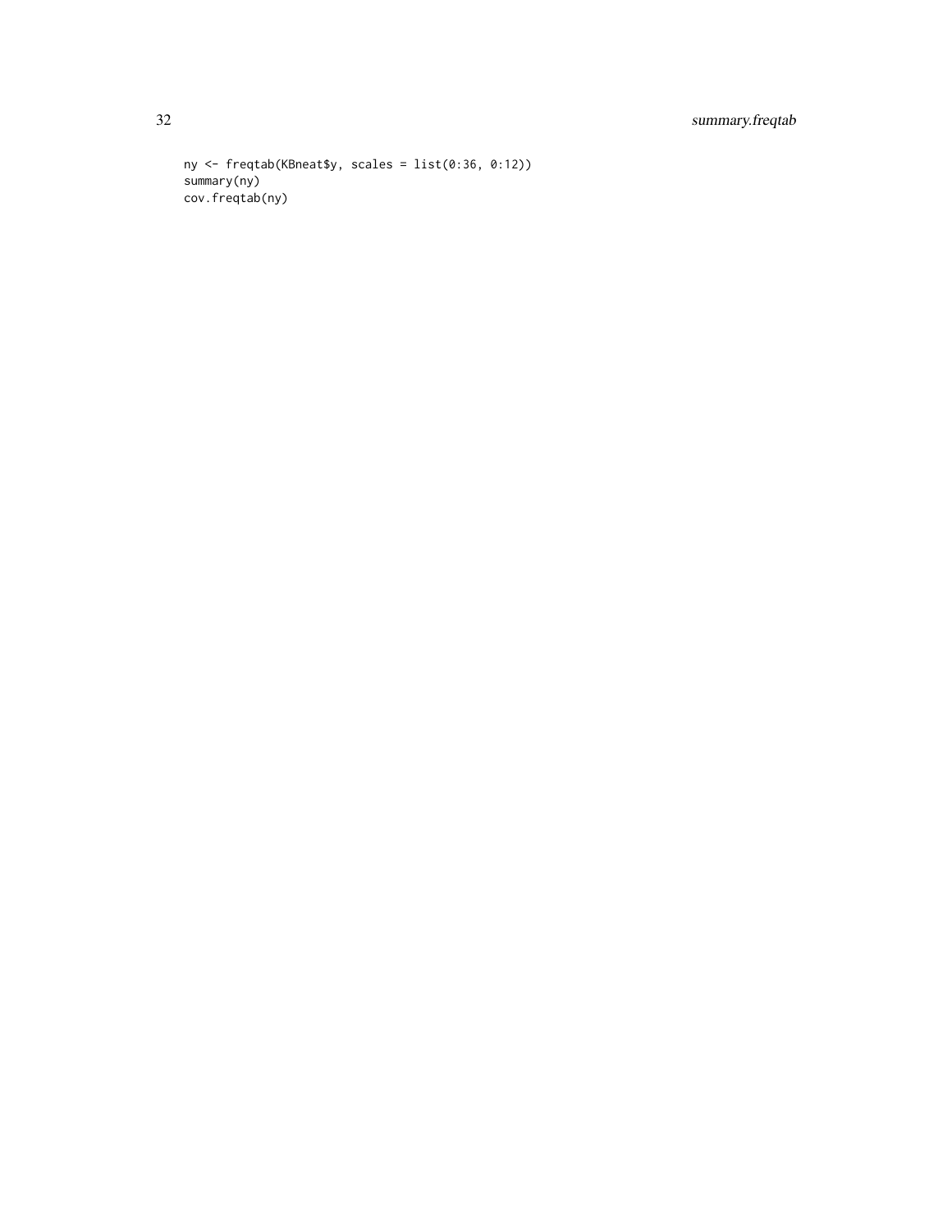```
ny <- freqtab(KBneat$y, scales = list(0:36, 0:12))
summary(ny)
cov.freqtab(ny)
```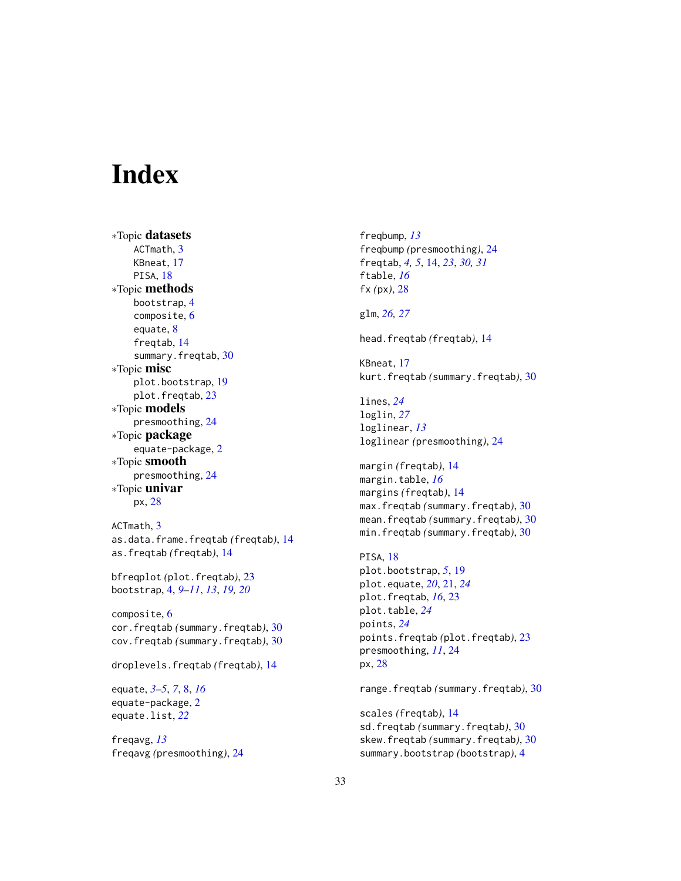# Index

*Topic **datasets**
- ACTmath, 3
- KBneat, 17
- PISA, 18

*Topic **methods**
- bootstrap, 4
- composite, 6
- equate, 8
- freqtab, 14
- summary.freqtab, 30

*Topic **misc**
- plot.bootstrap, 19
- plot.freqtab, 23

*Topic **models**
- presmoothing, 24

*Topic **package**
- equate-package, 2

*Topic **smooth**
- presmoothing, 24

*Topic **univar**
- px, 28

ACTmath, 3
as.data.frame.freqtab *(freqtab)*, 14
as.freqtab *(freqtab)*, 14

bfreqplot *(plot.freqtab)*, 23
bootstrap, 4, *9–11*, *13*, *19, 20*

composite, 6
cor.freqtab *(summary.freqtab)*, 30
cov.freqtab *(summary.freqtab)*, 30

droplevels.freqtab *(freqtab)*, 14

equate, *3–5*, *7*, 8, *16*
equate-package, 2
equate.list, *22*

freqavg, *13*
freqavg *(presmoothing)*, 24
freqbump, *13*
freqbump *(presmoothing)*, 24
freqtab, *4, 5*, 14, *23*, *30, 31*
ftable, *16*
fx *(px)*, 28

glm, *26, 27*

head.freqtab *(freqtab)*, 14

KBneat, 17
kurt.freqtab *(summary.freqtab)*, 30

lines, *24*
loglin, *27*
loglinear, *13*
loglinear *(presmoothing)*, 24

margin *(freqtab)*, 14
margin.table, *16*
margins *(freqtab)*, 14
max.freqtab *(summary.freqtab)*, 30
mean.freqtab *(summary.freqtab)*, 30
min.freqtab *(summary.freqtab)*, 30

PISA, 18
plot.bootstrap, *5*, 19
plot.equate, *20*, 21, *24*
plot.freqtab, *16*, 23
plot.table, *24*
points, *24*
points.freqtab *(plot.freqtab)*, 23
presmoothing, *11*, 24
px, 28

range.freqtab *(summary.freqtab)*, 30

scales *(freqtab)*, 14
sd.freqtab *(summary.freqtab)*, 30
skew.freqtab *(summary.freqtab)*, 30
summary.bootstrap *(bootstrap)*, 4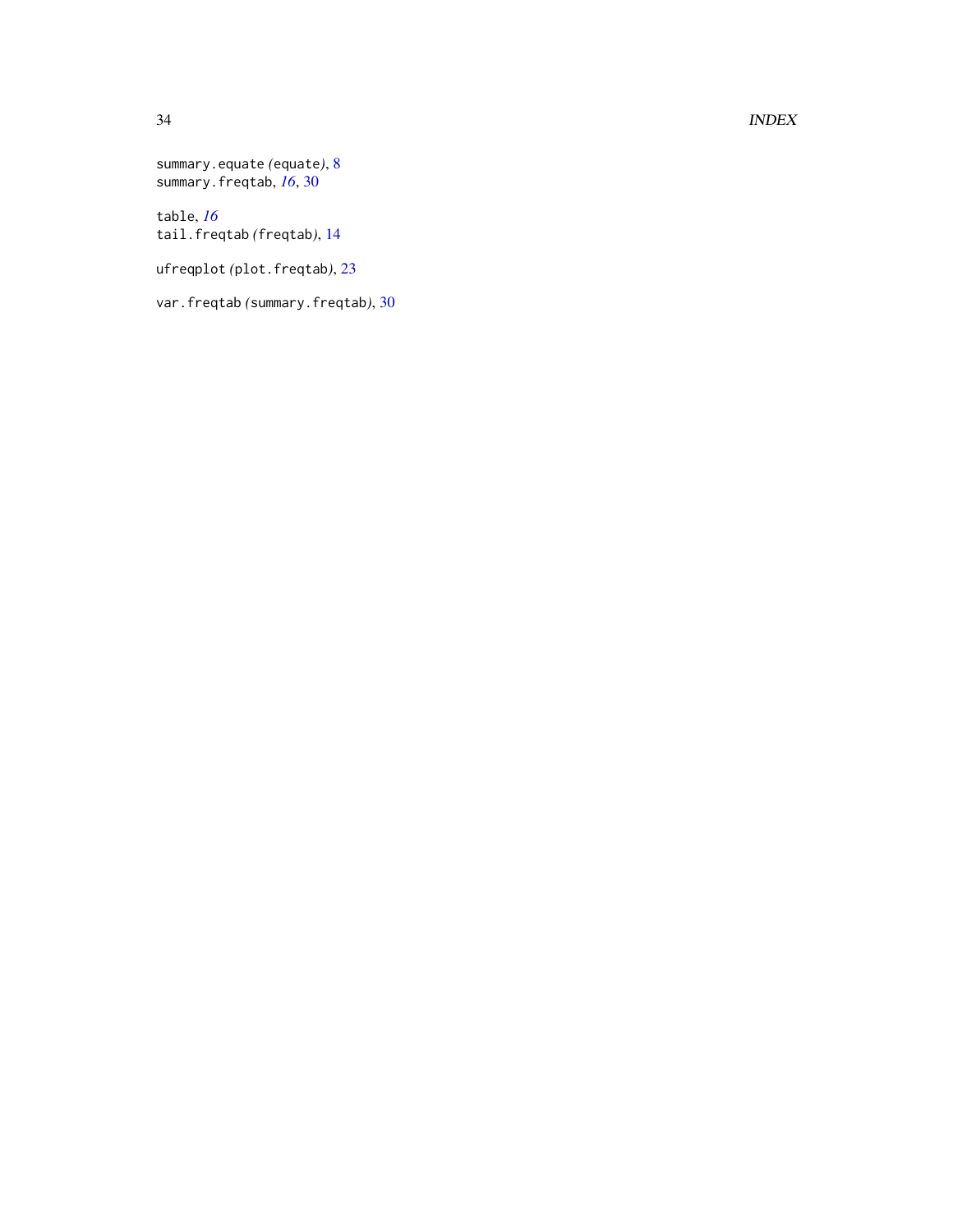summary.equate (equate), 8
summary.freqtab, *16*, 30

table, *16*
tail.freqtab (freqtab), 14

ufreqplot (plot.freqtab), 23

var.freqtab (summary.freqtab), 30